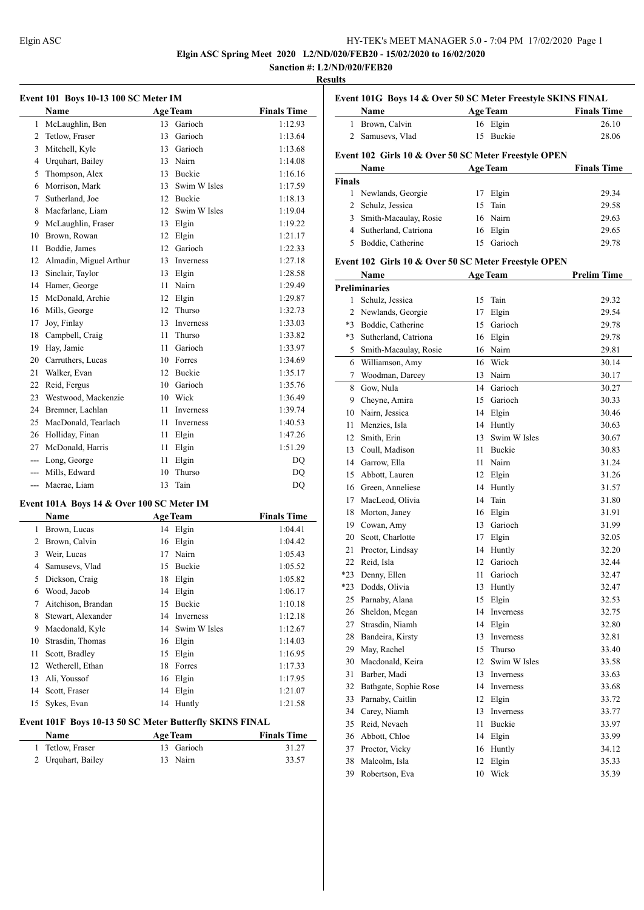**Elgin ASC Spring Meet 2020 L2/ND/020/FEB20 - 15/02/2020 to 16/02/2020**

**Sanction #: L2/ND/020/FEB20**

**Results**

### Event 101 Boys 10-13 100 SC Meter IM

| | Name | Age | Team | Finals Time |
|---|---|---|---|---|
| 1 | McLaughlin, Ben | 13 | Garioch | 1:12.93 |
| 2 | Tetlow, Fraser | 13 | Garioch | 1:13.64 |
| 3 | Mitchell, Kyle | 13 | Garioch | 1:13.68 |
| 4 | Urquhart, Bailey | 13 | Nairn | 1:14.08 |
| 5 | Thompson, Alex | 13 | Buckie | 1:16.16 |
| 6 | Morrison, Mark | 13 | Swim W Isles | 1:17.59 |
| 7 | Sutherland, Joe | 12 | Buckie | 1:18.13 |
| 8 | Macfarlane, Liam | 12 | Swim W Isles | 1:19.04 |
| 9 | McLaughlin, Fraser | 13 | Elgin | 1:19.22 |
| 10 | Brown, Rowan | 12 | Elgin | 1:21.17 |
| 11 | Boddie, James | 12 | Garioch | 1:22.33 |
| 12 | Almadin, Miguel Arthur | 13 | Inverness | 1:27.18 |
| 13 | Sinclair, Taylor | 13 | Elgin | 1:28.58 |
| 14 | Hamer, George | 11 | Nairn | 1:29.49 |
| 15 | McDonald, Archie | 12 | Elgin | 1:29.87 |
| 16 | Mills, George | 12 | Thurso | 1:32.73 |
| 17 | Joy, Finlay | 13 | Inverness | 1:33.03 |
| 18 | Campbell, Craig | 11 | Thurso | 1:33.82 |
| 19 | Hay, Jamie | 11 | Garioch | 1:33.97 |
| 20 | Carruthers, Lucas | 10 | Forres | 1:34.69 |
| 21 | Walker, Evan | 12 | Buckie | 1:35.17 |
| 22 | Reid, Fergus | 10 | Garioch | 1:35.76 |
| 23 | Westwood, Mackenzie | 10 | Wick | 1:36.49 |
| 24 | Bremner, Lachlan | 11 | Inverness | 1:39.74 |
| 25 | MacDonald, Tearlach | 11 | Inverness | 1:40.53 |
| 26 | Holliday, Finan | 11 | Elgin | 1:47.26 |
| 27 | McDonald, Harris | 11 | Elgin | 1:51.29 |
| --- | Long, George | 11 | Elgin | DQ |
| --- | Mills, Edward | 10 | Thurso | DQ |
| --- | Macrae, Liam | 13 | Tain | DQ |

### Event 101A Boys 14 & Over 100 SC Meter IM

| | Name | Age | Team | Finals Time |
|---|---|---|---|---|
| 1 | Brown, Lucas | 14 | Elgin | 1:04.41 |
| 2 | Brown, Calvin | 16 | Elgin | 1:04.42 |
| 3 | Weir, Lucas | 17 | Nairn | 1:05.43 |
| 4 | Samusevs, Vlad | 15 | Buckie | 1:05.52 |
| 5 | Dickson, Craig | 18 | Elgin | 1:05.82 |
| 6 | Wood, Jacob | 14 | Elgin | 1:06.17 |
| 7 | Aitchison, Brandan | 15 | Buckie | 1:10.18 |
| 8 | Stewart, Alexander | 14 | Inverness | 1:12.18 |
| 9 | Macdonald, Kyle | 14 | Swim W Isles | 1:12.67 |
| 10 | Strasdin, Thomas | 16 | Elgin | 1:14.03 |
| 11 | Scott, Bradley | 15 | Elgin | 1:16.95 |
| 12 | Wetherell, Ethan | 18 | Forres | 1:17.33 |
| 13 | Ali, Youssof | 16 | Elgin | 1:17.95 |
| 14 | Scott, Fraser | 14 | Elgin | 1:21.07 |
| 15 | Sykes, Evan | 14 | Huntly | 1:21.58 |

### Event 101F Boys 10-13 50 SC Meter Butterfly SKINS FINAL

| | Name | Age | Team | Finals Time |
|---|---|---|---|---|
| 1 | Tetlow, Fraser | 13 | Garioch | 31.27 |
| 2 | Urquhart, Bailey | 13 | Nairn | 33.57 |

### Event 101G Boys 14 & Over 50 SC Meter Freestyle SKINS FINAL

| | Name | Age | Team | Finals Time |
|---|---|---|---|---|
| 1 | Brown, Calvin | 16 | Elgin | 26.10 |
| 2 | Samusevs, Vlad | 15 | Buckie | 28.06 |

### Event 102 Girls 10 & Over 50 SC Meter Freestyle OPEN

| | Name | Age | Team | Finals Time |
|---|---|---|---|---|
| **Finals** | | | | |
| 1 | Newlands, Georgie | 17 | Elgin | 29.34 |
| 2 | Schulz, Jessica | 15 | Tain | 29.58 |
| 3 | Smith-Macaulay, Rosie | 16 | Nairn | 29.63 |
| 4 | Sutherland, Catriona | 16 | Elgin | 29.65 |
| 5 | Boddie, Catherine | 15 | Garioch | 29.78 |

### Event 102 Girls 10 & Over 50 SC Meter Freestyle OPEN

| | Name | Age | Team | Prelim Time |
|---|---|---|---|---|
| **Preliminaries** | | | | |
| 1 | Schulz, Jessica | 15 | Tain | 29.32 |
| 2 | Newlands, Georgie | 17 | Elgin | 29.54 |
| *3 | Boddie, Catherine | 15 | Garioch | 29.78 |
| *3 | Sutherland, Catriona | 16 | Elgin | 29.78 |
| 5 | Smith-Macaulay, Rosie | 16 | Nairn | 29.81 |
| 6 | Williamson, Amy | 16 | Wick | 30.14 |
| 7 | Woodman, Darcey | 13 | Nairn | 30.17 |
| 8 | Gow, Nula | 14 | Garioch | 30.27 |
| 9 | Cheyne, Amira | 15 | Garioch | 30.33 |
| 10 | Nairn, Jessica | 14 | Elgin | 30.46 |
| 11 | Menzies, Isla | 14 | Huntly | 30.63 |
| 12 | Smith, Erin | 13 | Swim W Isles | 30.67 |
| 13 | Coull, Madison | 11 | Buckie | 30.83 |
| 14 | Garrow, Ella | 11 | Nairn | 31.24 |
| 15 | Abbott, Lauren | 12 | Elgin | 31.26 |
| 16 | Green, Anneliese | 14 | Huntly | 31.57 |
| 17 | MacLeod, Olivia | 14 | Tain | 31.80 |
| 18 | Morton, Janey | 16 | Elgin | 31.91 |
| 19 | Cowan, Amy | 13 | Garioch | 31.99 |
| 20 | Scott, Charlotte | 17 | Elgin | 32.05 |
| 21 | Proctor, Lindsay | 14 | Huntly | 32.20 |
| 22 | Reid, Isla | 12 | Garioch | 32.44 |
| *23 | Denny, Ellen | 11 | Garioch | 32.47 |
| *23 | Dodds, Olivia | 13 | Huntly | 32.47 |
| 25 | Parnaby, Alana | 15 | Elgin | 32.53 |
| 26 | Sheldon, Megan | 14 | Inverness | 32.75 |
| 27 | Strasdin, Niamh | 14 | Elgin | 32.80 |
| 28 | Bandeira, Kirsty | 13 | Inverness | 32.81 |
| 29 | May, Rachel | 15 | Thurso | 33.40 |
| 30 | Macdonald, Keira | 12 | Swim W Isles | 33.58 |
| 31 | Barber, Madi | 13 | Inverness | 33.63 |
| 32 | Bathgate, Sophie Rose | 14 | Inverness | 33.68 |
| 33 | Parnaby, Caitlin | 12 | Elgin | 33.72 |
| 34 | Carey, Niamh | 13 | Inverness | 33.77 |
| 35 | Reid, Nevaeh | 11 | Buckie | 33.97 |
| 36 | Abbott, Chloe | 14 | Elgin | 33.99 |
| 37 | Proctor, Vicky | 16 | Huntly | 34.12 |
| 38 | Malcolm, Isla | 12 | Elgin | 35.33 |
| 39 | Robertson, Eva | 10 | Wick | 35.39 |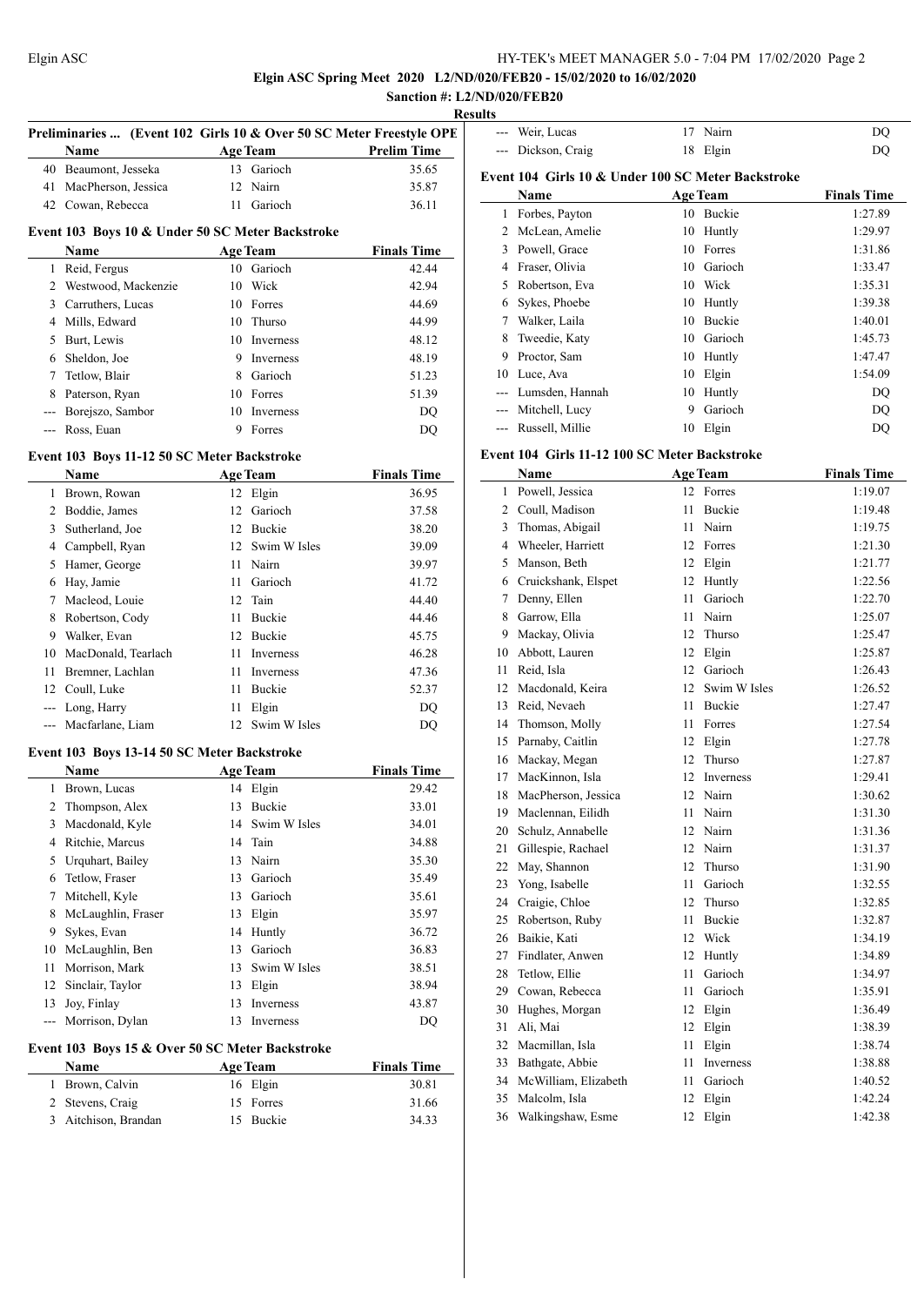**Elgin ASC Spring Meet 2020 L2/ND/020/FEB20 - 15/02/2020 to 16/02/2020**

**Sanction #: L2/ND/020/FEB20**

**Results**

### Preliminaries ... (Event 102 Girls 10 & Over 50 SC Meter Freestyle OPE

| | Name | Age | Team | Prelim Time |
|---|---|---|---|---|
| 40 | Beaumont, Jesseka | 13 | Garioch | 35.65 |
| 41 | MacPherson, Jessica | 12 | Nairn | 35.87 |
| 42 | Cowan, Rebecca | 11 | Garioch | 36.11 |

### Event 103 Boys 10 & Under 50 SC Meter Backstroke

| | Name | Age | Team | Finals Time |
|---|---|---|---|---|
| 1 | Reid, Fergus | 10 | Garioch | 42.44 |
| 2 | Westwood, Mackenzie | 10 | Wick | 42.94 |
| 3 | Carruthers, Lucas | 10 | Forres | 44.69 |
| 4 | Mills, Edward | 10 | Thurso | 44.99 |
| 5 | Burt, Lewis | 10 | Inverness | 48.12 |
| 6 | Sheldon, Joe | 9 | Inverness | 48.19 |
| 7 | Tetlow, Blair | 8 | Garioch | 51.23 |
| 8 | Paterson, Ryan | 10 | Forres | 51.39 |
| --- | Borejszo, Sambor | 10 | Inverness | DQ |
| --- | Ross, Euan | 9 | Forres | DQ |

### Event 103 Boys 11-12 50 SC Meter Backstroke

| | Name | Age | Team | Finals Time |
|---|---|---|---|---|
| 1 | Brown, Rowan | 12 | Elgin | 36.95 |
| 2 | Boddie, James | 12 | Garioch | 37.58 |
| 3 | Sutherland, Joe | 12 | Buckie | 38.20 |
| 4 | Campbell, Ryan | 12 | Swim W Isles | 39.09 |
| 5 | Hamer, George | 11 | Nairn | 39.97 |
| 6 | Hay, Jamie | 11 | Garioch | 41.72 |
| 7 | Macleod, Louie | 12 | Tain | 44.40 |
| 8 | Robertson, Cody | 11 | Buckie | 44.46 |
| 9 | Walker, Evan | 12 | Buckie | 45.75 |
| 10 | MacDonald, Tearlach | 11 | Inverness | 46.28 |
| 11 | Bremner, Lachlan | 11 | Inverness | 47.36 |
| 12 | Coull, Luke | 11 | Buckie | 52.37 |
| --- | Long, Harry | 11 | Elgin | DQ |
| --- | Macfarlane, Liam | 12 | Swim W Isles | DQ |

### Event 103 Boys 13-14 50 SC Meter Backstroke

| | Name | Age | Team | Finals Time |
|---|---|---|---|---|
| 1 | Brown, Lucas | 14 | Elgin | 29.42 |
| 2 | Thompson, Alex | 13 | Buckie | 33.01 |
| 3 | Macdonald, Kyle | 14 | Swim W Isles | 34.01 |
| 4 | Ritchie, Marcus | 14 | Tain | 34.88 |
| 5 | Urquhart, Bailey | 13 | Nairn | 35.30 |
| 6 | Tetlow, Fraser | 13 | Garioch | 35.49 |
| 7 | Mitchell, Kyle | 13 | Garioch | 35.61 |
| 8 | McLaughlin, Fraser | 13 | Elgin | 35.97 |
| 9 | Sykes, Evan | 14 | Huntly | 36.72 |
| 10 | McLaughlin, Ben | 13 | Garioch | 36.83 |
| 11 | Morrison, Mark | 13 | Swim W Isles | 38.51 |
| 12 | Sinclair, Taylor | 13 | Elgin | 38.94 |
| 13 | Joy, Finlay | 13 | Inverness | 43.87 |
| --- | Morrison, Dylan | 13 | Inverness | DQ |

### Event 103 Boys 15 & Over 50 SC Meter Backstroke

| | Name | Age | Team | Finals Time |
|---|---|---|---|---|
| 1 | Brown, Calvin | 16 | Elgin | 30.81 |
| 2 | Stevens, Craig | 15 | Forres | 31.66 |
| 3 | Aitchison, Brandan | 15 | Buckie | 34.33 |
| --- | Weir, Lucas | 17 | Nairn | DQ |
| --- | Dickson, Craig | 18 | Elgin | DQ |

### Event 104 Girls 10 & Under 100 SC Meter Backstroke

| | Name | Age | Team | Finals Time |
|---|---|---|---|---|
| 1 | Forbes, Payton | 10 | Buckie | 1:27.89 |
| 2 | McLean, Amelie | 10 | Huntly | 1:29.97 |
| 3 | Powell, Grace | 10 | Forres | 1:31.86 |
| 4 | Fraser, Olivia | 10 | Garioch | 1:33.47 |
| 5 | Robertson, Eva | 10 | Wick | 1:35.31 |
| 6 | Sykes, Phoebe | 10 | Huntly | 1:39.38 |
| 7 | Walker, Laila | 10 | Buckie | 1:40.01 |
| 8 | Tweedie, Katy | 10 | Garioch | 1:45.73 |
| 9 | Proctor, Sam | 10 | Huntly | 1:47.47 |
| 10 | Luce, Ava | 10 | Elgin | 1:54.09 |
| --- | Lumsden, Hannah | 10 | Huntly | DQ |
| --- | Mitchell, Lucy | 9 | Garioch | DQ |
| --- | Russell, Millie | 10 | Elgin | DQ |

### Event 104 Girls 11-12 100 SC Meter Backstroke

| | Name | Age | Team | Finals Time |
|---|---|---|---|---|
| 1 | Powell, Jessica | 12 | Forres | 1:19.07 |
| 2 | Coull, Madison | 11 | Buckie | 1:19.48 |
| 3 | Thomas, Abigail | 11 | Nairn | 1:19.75 |
| 4 | Wheeler, Harriett | 12 | Forres | 1:21.30 |
| 5 | Manson, Beth | 12 | Elgin | 1:21.77 |
| 6 | Cruickshank, Elspet | 12 | Huntly | 1:22.56 |
| 7 | Denny, Ellen | 11 | Garioch | 1:22.70 |
| 8 | Garrow, Ella | 11 | Nairn | 1:25.07 |
| 9 | Mackay, Olivia | 12 | Thurso | 1:25.47 |
| 10 | Abbott, Lauren | 12 | Elgin | 1:25.87 |
| 11 | Reid, Isla | 12 | Garioch | 1:26.43 |
| 12 | Macdonald, Keira | 12 | Swim W Isles | 1:26.52 |
| 13 | Reid, Nevaeh | 11 | Buckie | 1:27.47 |
| 14 | Thomson, Molly | 11 | Forres | 1:27.54 |
| 15 | Parnaby, Caitlin | 12 | Elgin | 1:27.78 |
| 16 | Mackay, Megan | 12 | Thurso | 1:27.87 |
| 17 | MacKinnon, Isla | 12 | Inverness | 1:29.41 |
| 18 | MacPherson, Jessica | 12 | Nairn | 1:30.62 |
| 19 | Maclennan, Eilidh | 11 | Nairn | 1:31.30 |
| 20 | Schulz, Annabelle | 12 | Nairn | 1:31.36 |
| 21 | Gillespie, Rachael | 12 | Nairn | 1:31.37 |
| 22 | May, Shannon | 12 | Thurso | 1:31.90 |
| 23 | Yong, Isabelle | 11 | Garioch | 1:32.55 |
| 24 | Craigie, Chloe | 12 | Thurso | 1:32.85 |
| 25 | Robertson, Ruby | 11 | Buckie | 1:32.87 |
| 26 | Baikie, Kati | 12 | Wick | 1:34.19 |
| 27 | Findlater, Anwen | 12 | Huntly | 1:34.89 |
| 28 | Tetlow, Ellie | 11 | Garioch | 1:34.97 |
| 29 | Cowan, Rebecca | 11 | Garioch | 1:35.91 |
| 30 | Hughes, Morgan | 12 | Elgin | 1:36.49 |
| 31 | Ali, Mai | 12 | Elgin | 1:38.39 |
| 32 | Macmillan, Isla | 11 | Elgin | 1:38.74 |
| 33 | Bathgate, Abbie | 11 | Inverness | 1:38.88 |
| 34 | McWilliam, Elizabeth | 11 | Garioch | 1:40.52 |
| 35 | Malcolm, Isla | 12 | Elgin | 1:42.24 |
| 36 | Walkingshaw, Esme | 12 | Elgin | 1:42.38 |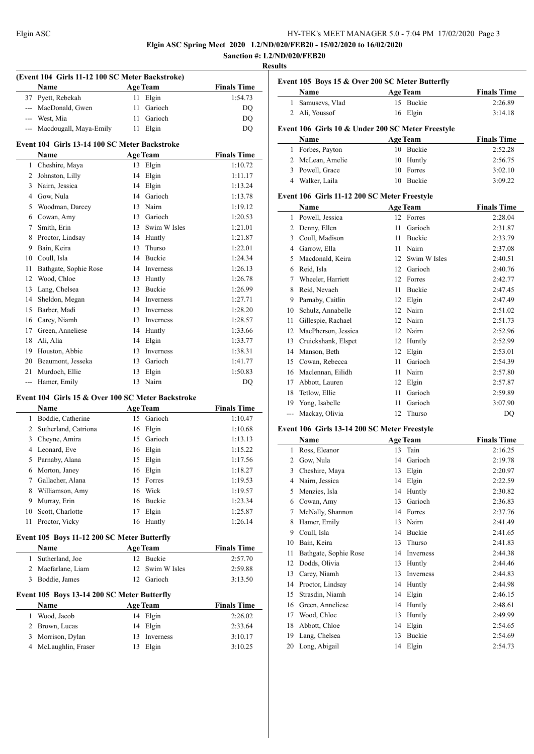**Elgin ASC Spring Meet 2020 L2/ND/020/FEB20 - 15/02/2020 to 16/02/2020**

**Sanction #: L2/ND/020/FEB20**

**Results**

### (Event 104 Girls 11-12 100 SC Meter Backstroke)

| | Name | Age | Team | Finals Time |
|---|---|---|---|---|
| 37 | Pyett, Rebekah | 11 | Elgin | 1:54.73 |
| --- | MacDonald, Gwen | 11 | Garioch | DQ |
| --- | West, Mia | 11 | Garioch | DQ |
| --- | Macdougall, Maya-Emily | 11 | Elgin | DQ |

### Event 104 Girls 13-14 100 SC Meter Backstroke

| | Name | Age | Team | Finals Time |
|---|---|---|---|---|
| 1 | Cheshire, Maya | 13 | Elgin | 1:10.72 |
| 2 | Johnston, Lilly | 14 | Elgin | 1:11.17 |
| 3 | Nairn, Jessica | 14 | Elgin | 1:13.24 |
| 4 | Gow, Nula | 14 | Garioch | 1:13.78 |
| 5 | Woodman, Darcey | 13 | Nairn | 1:19.12 |
| 6 | Cowan, Amy | 13 | Garioch | 1:20.53 |
| 7 | Smith, Erin | 13 | Swim W Isles | 1:21.01 |
| 8 | Proctor, Lindsay | 14 | Huntly | 1:21.87 |
| 9 | Bain, Keira | 13 | Thurso | 1:22.01 |
| 10 | Coull, Isla | 14 | Buckie | 1:24.34 |
| 11 | Bathgate, Sophie Rose | 14 | Inverness | 1:26.13 |
| 12 | Wood, Chloe | 13 | Huntly | 1:26.78 |
| 13 | Lang, Chelsea | 13 | Buckie | 1:26.99 |
| 14 | Sheldon, Megan | 14 | Inverness | 1:27.71 |
| 15 | Barber, Madi | 13 | Inverness | 1:28.20 |
| 16 | Carey, Niamh | 13 | Inverness | 1:28.57 |
| 17 | Green, Anneliese | 14 | Huntly | 1:33.66 |
| 18 | Ali, Alia | 14 | Elgin | 1:33.77 |
| 19 | Houston, Abbie | 13 | Inverness | 1:38.31 |
| 20 | Beaumont, Jesseka | 13 | Garioch | 1:41.77 |
| 21 | Murdoch, Ellie | 13 | Elgin | 1:50.83 |
| --- | Hamer, Emily | 13 | Nairn | DQ |

### Event 104 Girls 15 & Over 100 SC Meter Backstroke

| | Name | Age | Team | Finals Time |
|---|---|---|---|---|
| 1 | Boddie, Catherine | 15 | Garioch | 1:10.47 |
| 2 | Sutherland, Catriona | 16 | Elgin | 1:10.68 |
| 3 | Cheyne, Amira | 15 | Garioch | 1:13.13 |
| 4 | Leonard, Eve | 16 | Elgin | 1:15.22 |
| 5 | Parnaby, Alana | 15 | Elgin | 1:17.56 |
| 6 | Morton, Janey | 16 | Elgin | 1:18.27 |
| 7 | Gallacher, Alana | 15 | Forres | 1:19.53 |
| 8 | Williamson, Amy | 16 | Wick | 1:19.57 |
| 9 | Murray, Erin | 16 | Buckie | 1:23.34 |
| 10 | Scott, Charlotte | 17 | Elgin | 1:25.87 |
| 11 | Proctor, Vicky | 16 | Huntly | 1:26.14 |

### Event 105 Boys 11-12 200 SC Meter Butterfly

| | Name | Age | Team | Finals Time |
|---|---|---|---|---|
| 1 | Sutherland, Joe | 12 | Buckie | 2:57.70 |
| 2 | Macfarlane, Liam | 12 | Swim W Isles | 2:59.88 |
| 3 | Boddie, James | 12 | Garioch | 3:13.50 |

### Event 105 Boys 13-14 200 SC Meter Butterfly

| | Name | Age | Team | Finals Time |
|---|---|---|---|---|
| 1 | Wood, Jacob | 14 | Elgin | 2:26.02 |
| 2 | Brown, Lucas | 14 | Elgin | 2:33.64 |
| 3 | Morrison, Dylan | 13 | Inverness | 3:10.17 |
| 4 | McLaughlin, Fraser | 13 | Elgin | 3:10.25 |

### Event 105 Boys 15 & Over 200 SC Meter Butterfly

| | Name | Age | Team | Finals Time |
|---|---|---|---|---|
| 1 | Samusevs, Vlad | 15 | Buckie | 2:26.89 |
| 2 | Ali, Youssof | 16 | Elgin | 3:14.18 |

### Event 106 Girls 10 & Under 200 SC Meter Freestyle

| | Name | Age | Team | Finals Time |
|---|---|---|---|---|
| 1 | Forbes, Payton | 10 | Buckie | 2:52.28 |
| 2 | McLean, Amelie | 10 | Huntly | 2:56.75 |
| 3 | Powell, Grace | 10 | Forres | 3:02.10 |
| 4 | Walker, Laila | 10 | Buckie | 3:09.22 |

### Event 106 Girls 11-12 200 SC Meter Freestyle

| | Name | Age | Team | Finals Time |
|---|---|---|---|---|
| 1 | Powell, Jessica | 12 | Forres | 2:28.04 |
| 2 | Denny, Ellen | 11 | Garioch | 2:31.87 |
| 3 | Coull, Madison | 11 | Buckie | 2:33.79 |
| 4 | Garrow, Ella | 11 | Nairn | 2:37.08 |
| 5 | Macdonald, Keira | 12 | Swim W Isles | 2:40.51 |
| 6 | Reid, Isla | 12 | Garioch | 2:40.76 |
| 7 | Wheeler, Harriett | 12 | Forres | 2:42.77 |
| 8 | Reid, Nevaeh | 11 | Buckie | 2:47.45 |
| 9 | Parnaby, Caitlin | 12 | Elgin | 2:47.49 |
| 10 | Schulz, Annabelle | 12 | Nairn | 2:51.02 |
| 11 | Gillespie, Rachael | 12 | Nairn | 2:51.73 |
| 12 | MacPherson, Jessica | 12 | Nairn | 2:52.96 |
| 13 | Cruickshank, Elspet | 12 | Huntly | 2:52.99 |
| 14 | Manson, Beth | 12 | Elgin | 2:53.01 |
| 15 | Cowan, Rebecca | 11 | Garioch | 2:54.39 |
| 16 | Maclennan, Eilidh | 11 | Nairn | 2:57.80 |
| 17 | Abbott, Lauren | 12 | Elgin | 2:57.87 |
| 18 | Tetlow, Ellie | 11 | Garioch | 2:59.89 |
| 19 | Yong, Isabelle | 11 | Garioch | 3:07.90 |
| --- | Mackay, Olivia | 12 | Thurso | DQ |

### Event 106 Girls 13-14 200 SC Meter Freestyle

| | Name | Age | Team | Finals Time |
|---|---|---|---|---|
| 1 | Ross, Eleanor | 13 | Tain | 2:16.25 |
| 2 | Gow, Nula | 14 | Garioch | 2:19.78 |
| 3 | Cheshire, Maya | 13 | Elgin | 2:20.97 |
| 4 | Nairn, Jessica | 14 | Elgin | 2:22.59 |
| 5 | Menzies, Isla | 14 | Huntly | 2:30.82 |
| 6 | Cowan, Amy | 13 | Garioch | 2:36.83 |
| 7 | McNally, Shannon | 14 | Forres | 2:37.76 |
| 8 | Hamer, Emily | 13 | Nairn | 2:41.49 |
| 9 | Coull, Isla | 14 | Buckie | 2:41.65 |
| 10 | Bain, Keira | 13 | Thurso | 2:41.83 |
| 11 | Bathgate, Sophie Rose | 14 | Inverness | 2:44.38 |
| 12 | Dodds, Olivia | 13 | Huntly | 2:44.46 |
| 13 | Carey, Niamh | 13 | Inverness | 2:44.83 |
| 14 | Proctor, Lindsay | 14 | Huntly | 2:44.98 |
| 15 | Strasdin, Niamh | 14 | Elgin | 2:46.15 |
| 16 | Green, Anneliese | 14 | Huntly | 2:48.61 |
| 17 | Wood, Chloe | 13 | Huntly | 2:49.99 |
| 18 | Abbott, Chloe | 14 | Elgin | 2:54.65 |
| 19 | Lang, Chelsea | 13 | Buckie | 2:54.69 |
| 20 | Long, Abigail | 14 | Elgin | 2:54.73 |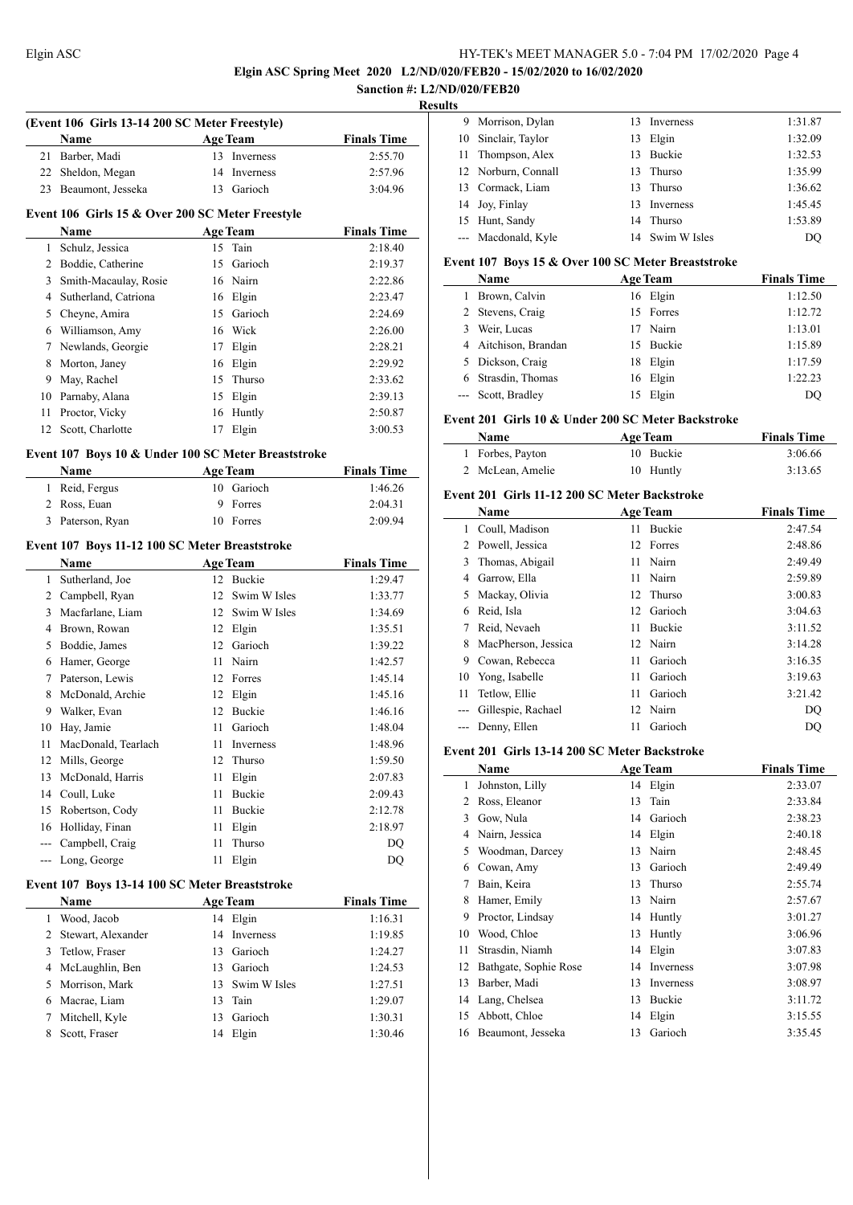**Elgin ASC Spring Meet 2020 L2/ND/020/FEB20 - 15/02/2020 to 16/02/2020**

**Sanction #: L2/ND/020/FEB20**

**Results**

### (Event 106 Girls 13-14 200 SC Meter Freestyle)

| | Name | Age | Team | Finals Time |
|---|---|---|---|---|
| 21 | Barber, Madi | 13 | Inverness | 2:55.70 |
| 22 | Sheldon, Megan | 14 | Inverness | 2:57.96 |
| 23 | Beaumont, Jesseka | 13 | Garioch | 3:04.96 |

### Event 106 Girls 15 & Over 200 SC Meter Freestyle

| | Name | Age | Team | Finals Time |
|---|---|---|---|---|
| 1 | Schulz, Jessica | 15 | Tain | 2:18.40 |
| 2 | Boddie, Catherine | 15 | Garioch | 2:19.37 |
| 3 | Smith-Macaulay, Rosie | 16 | Nairn | 2:22.86 |
| 4 | Sutherland, Catriona | 16 | Elgin | 2:23.47 |
| 5 | Cheyne, Amira | 15 | Garioch | 2:24.69 |
| 6 | Williamson, Amy | 16 | Wick | 2:26.00 |
| 7 | Newlands, Georgie | 17 | Elgin | 2:28.21 |
| 8 | Morton, Janey | 16 | Elgin | 2:29.92 |
| 9 | May, Rachel | 15 | Thurso | 2:33.62 |
| 10 | Parnaby, Alana | 15 | Elgin | 2:39.13 |
| 11 | Proctor, Vicky | 16 | Huntly | 2:50.87 |
| 12 | Scott, Charlotte | 17 | Elgin | 3:00.53 |

### Event 107 Boys 10 & Under 100 SC Meter Breaststroke

| | Name | Age | Team | Finals Time |
|---|---|---|---|---|
| 1 | Reid, Fergus | 10 | Garioch | 1:46.26 |
| 2 | Ross, Euan | 9 | Forres | 2:04.31 |
| 3 | Paterson, Ryan | 10 | Forres | 2:09.94 |

### Event 107 Boys 11-12 100 SC Meter Breaststroke

| | Name | Age | Team | Finals Time |
|---|---|---|---|---|
| 1 | Sutherland, Joe | 12 | Buckie | 1:29.47 |
| 2 | Campbell, Ryan | 12 | Swim W Isles | 1:33.77 |
| 3 | Macfarlane, Liam | 12 | Swim W Isles | 1:34.69 |
| 4 | Brown, Rowan | 12 | Elgin | 1:35.51 |
| 5 | Boddie, James | 12 | Garioch | 1:39.22 |
| 6 | Hamer, George | 11 | Nairn | 1:42.57 |
| 7 | Paterson, Lewis | 12 | Forres | 1:45.14 |
| 8 | McDonald, Archie | 12 | Elgin | 1:45.16 |
| 9 | Walker, Evan | 12 | Buckie | 1:46.16 |
| 10 | Hay, Jamie | 11 | Garioch | 1:48.04 |
| 11 | MacDonald, Tearlach | 11 | Inverness | 1:48.96 |
| 12 | Mills, George | 12 | Thurso | 1:59.50 |
| 13 | McDonald, Harris | 11 | Elgin | 2:07.83 |
| 14 | Coull, Luke | 11 | Buckie | 2:09.43 |
| 15 | Robertson, Cody | 11 | Buckie | 2:12.78 |
| 16 | Holliday, Finan | 11 | Elgin | 2:18.97 |
| --- | Campbell, Craig | 11 | Thurso | DQ |
| --- | Long, George | 11 | Elgin | DQ |

### Event 107 Boys 13-14 100 SC Meter Breaststroke

| | Name | Age | Team | Finals Time |
|---|---|---|---|---|
| 1 | Wood, Jacob | 14 | Elgin | 1:16.31 |
| 2 | Stewart, Alexander | 14 | Inverness | 1:19.85 |
| 3 | Tetlow, Fraser | 13 | Garioch | 1:24.27 |
| 4 | McLaughlin, Ben | 13 | Garioch | 1:24.53 |
| 5 | Morrison, Mark | 13 | Swim W Isles | 1:27.51 |
| 6 | Macrae, Liam | 13 | Tain | 1:29.07 |
| 7 | Mitchell, Kyle | 13 | Garioch | 1:30.31 |
| 8 | Scott, Fraser | 14 | Elgin | 1:30.46 |
| 9 | Morrison, Dylan | 13 | Inverness | 1:31.87 |
| 10 | Sinclair, Taylor | 13 | Elgin | 1:32.09 |
| 11 | Thompson, Alex | 13 | Buckie | 1:32.53 |
| 12 | Norburn, Connall | 13 | Thurso | 1:35.99 |
| 13 | Cormack, Liam | 13 | Thurso | 1:36.62 |
| 14 | Joy, Finlay | 13 | Inverness | 1:45.45 |
| 15 | Hunt, Sandy | 14 | Thurso | 1:53.89 |
| --- | Macdonald, Kyle | 14 | Swim W Isles | DQ |

### Event 107 Boys 15 & Over 100 SC Meter Breaststroke

| | Name | Age | Team | Finals Time |
|---|---|---|---|---|
| 1 | Brown, Calvin | 16 | Elgin | 1:12.50 |
| 2 | Stevens, Craig | 15 | Forres | 1:12.72 |
| 3 | Weir, Lucas | 17 | Nairn | 1:13.01 |
| 4 | Aitchison, Brandan | 15 | Buckie | 1:15.89 |
| 5 | Dickson, Craig | 18 | Elgin | 1:17.59 |
| 6 | Strasdin, Thomas | 16 | Elgin | 1:22.23 |
| --- | Scott, Bradley | 15 | Elgin | DQ |

### Event 201 Girls 10 & Under 200 SC Meter Backstroke

| | Name | Age | Team | Finals Time |
|---|---|---|---|---|
| 1 | Forbes, Payton | 10 | Buckie | 3:06.66 |
| 2 | McLean, Amelie | 10 | Huntly | 3:13.65 |

### Event 201 Girls 11-12 200 SC Meter Backstroke

| | Name | Age | Team | Finals Time |
|---|---|---|---|---|
| 1 | Coull, Madison | 11 | Buckie | 2:47.54 |
| 2 | Powell, Jessica | 12 | Forres | 2:48.86 |
| 3 | Thomas, Abigail | 11 | Nairn | 2:49.49 |
| 4 | Garrow, Ella | 11 | Nairn | 2:59.89 |
| 5 | Mackay, Olivia | 12 | Thurso | 3:00.83 |
| 6 | Reid, Isla | 12 | Garioch | 3:04.63 |
| 7 | Reid, Nevaeh | 11 | Buckie | 3:11.52 |
| 8 | MacPherson, Jessica | 12 | Nairn | 3:14.28 |
| 9 | Cowan, Rebecca | 11 | Garioch | 3:16.35 |
| 10 | Yong, Isabelle | 11 | Garioch | 3:19.63 |
| 11 | Tetlow, Ellie | 11 | Garioch | 3:21.42 |
| --- | Gillespie, Rachael | 12 | Nairn | DQ |
| --- | Denny, Ellen | 11 | Garioch | DQ |

### Event 201 Girls 13-14 200 SC Meter Backstroke

| | Name | Age | Team | Finals Time |
|---|---|---|---|---|
| 1 | Johnston, Lilly | 14 | Elgin | 2:33.07 |
| 2 | Ross, Eleanor | 13 | Tain | 2:33.84 |
| 3 | Gow, Nula | 14 | Garioch | 2:38.23 |
| 4 | Nairn, Jessica | 14 | Elgin | 2:40.18 |
| 5 | Woodman, Darcey | 13 | Nairn | 2:48.45 |
| 6 | Cowan, Amy | 13 | Garioch | 2:49.49 |
| 7 | Bain, Keira | 13 | Thurso | 2:55.74 |
| 8 | Hamer, Emily | 13 | Nairn | 2:57.67 |
| 9 | Proctor, Lindsay | 14 | Huntly | 3:01.27 |
| 10 | Wood, Chloe | 13 | Huntly | 3:06.96 |
| 11 | Strasdin, Niamh | 14 | Elgin | 3:07.83 |
| 12 | Bathgate, Sophie Rose | 14 | Inverness | 3:07.98 |
| 13 | Barber, Madi | 13 | Inverness | 3:08.97 |
| 14 | Lang, Chelsea | 13 | Buckie | 3:11.72 |
| 15 | Abbott, Chloe | 14 | Elgin | 3:15.55 |
| 16 | Beaumont, Jesseka | 13 | Garioch | 3:35.45 |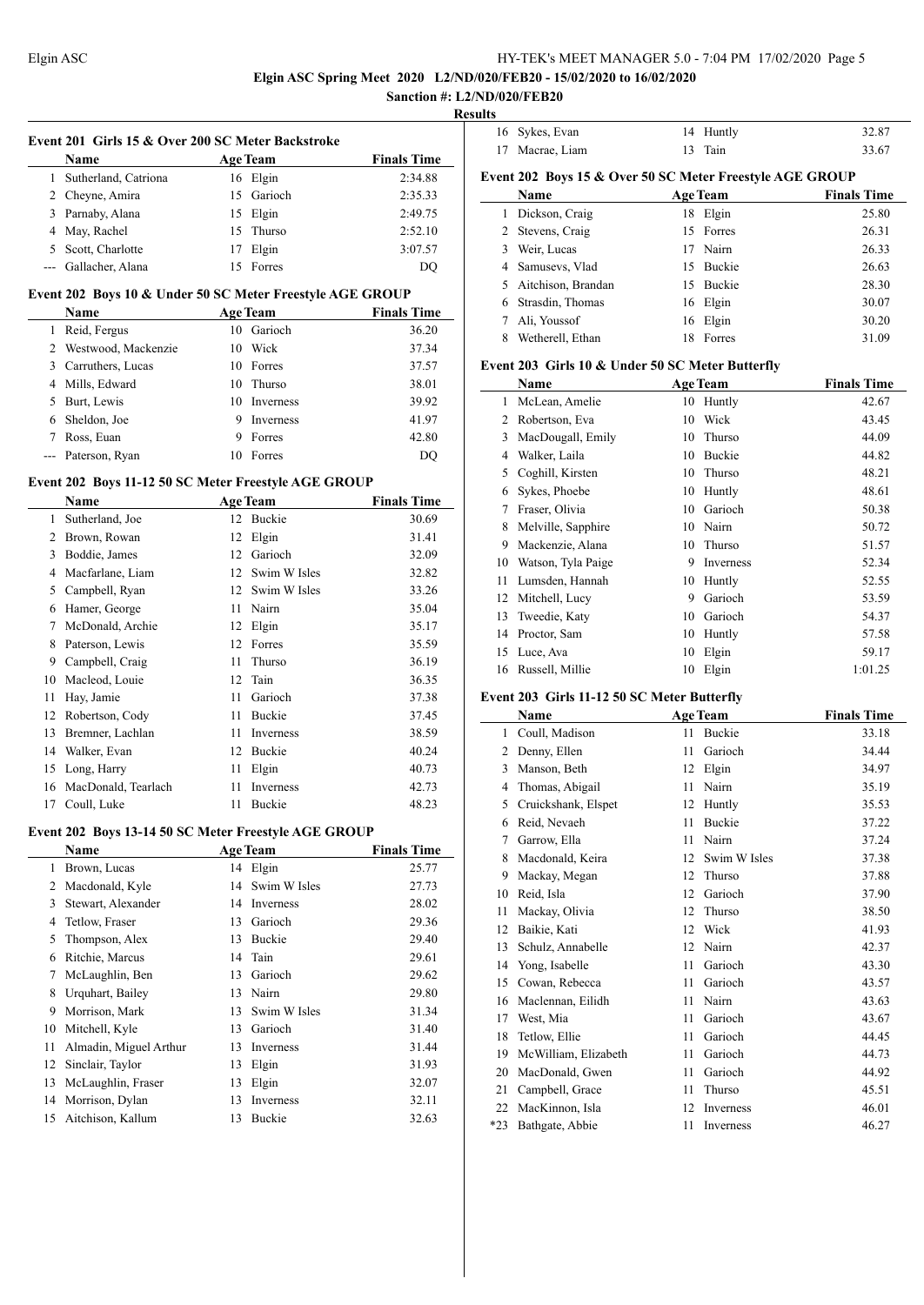**Elgin ASC Spring Meet 2020 L2/ND/020/FEB20 - 15/02/2020 to 16/02/2020**

**Sanction #: L2/ND/020/FEB20**

**Results**

### Event 201 Girls 15 & Over 200 SC Meter Backstroke

| | Name | Age | Team | Finals Time |
|---|---|---|---|---|
| 1 | Sutherland, Catriona | 16 | Elgin | 2:34.88 |
| 2 | Cheyne, Amira | 15 | Garioch | 2:35.33 |
| 3 | Parnaby, Alana | 15 | Elgin | 2:49.75 |
| 4 | May, Rachel | 15 | Thurso | 2:52.10 |
| 5 | Scott, Charlotte | 17 | Elgin | 3:07.57 |
| --- | Gallacher, Alana | 15 | Forres | DQ |

### Event 202 Boys 10 & Under 50 SC Meter Freestyle AGE GROUP

| | Name | Age | Team | Finals Time |
|---|---|---|---|---|
| 1 | Reid, Fergus | 10 | Garioch | 36.20 |
| 2 | Westwood, Mackenzie | 10 | Wick | 37.34 |
| 3 | Carruthers, Lucas | 10 | Forres | 37.57 |
| 4 | Mills, Edward | 10 | Thurso | 38.01 |
| 5 | Burt, Lewis | 10 | Inverness | 39.92 |
| 6 | Sheldon, Joe | 9 | Inverness | 41.97 |
| 7 | Ross, Euan | 9 | Forres | 42.80 |
| --- | Paterson, Ryan | 10 | Forres | DQ |

### Event 202 Boys 11-12 50 SC Meter Freestyle AGE GROUP

| | Name | Age | Team | Finals Time |
|---|---|---|---|---|
| 1 | Sutherland, Joe | 12 | Buckie | 30.69 |
| 2 | Brown, Rowan | 12 | Elgin | 31.41 |
| 3 | Boddie, James | 12 | Garioch | 32.09 |
| 4 | Macfarlane, Liam | 12 | Swim W Isles | 32.82 |
| 5 | Campbell, Ryan | 12 | Swim W Isles | 33.26 |
| 6 | Hamer, George | 11 | Nairn | 35.04 |
| 7 | McDonald, Archie | 12 | Elgin | 35.17 |
| 8 | Paterson, Lewis | 12 | Forres | 35.59 |
| 9 | Campbell, Craig | 11 | Thurso | 36.19 |
| 10 | Macleod, Louie | 12 | Tain | 36.35 |
| 11 | Hay, Jamie | 11 | Garioch | 37.38 |
| 12 | Robertson, Cody | 11 | Buckie | 37.45 |
| 13 | Bremner, Lachlan | 11 | Inverness | 38.59 |
| 14 | Walker, Evan | 12 | Buckie | 40.24 |
| 15 | Long, Harry | 11 | Elgin | 40.73 |
| 16 | MacDonald, Tearlach | 11 | Inverness | 42.73 |
| 17 | Coull, Luke | 11 | Buckie | 48.23 |

### Event 202 Boys 13-14 50 SC Meter Freestyle AGE GROUP

| | Name | Age | Team | Finals Time |
|---|---|---|---|---|
| 1 | Brown, Lucas | 14 | Elgin | 25.77 |
| 2 | Macdonald, Kyle | 14 | Swim W Isles | 27.73 |
| 3 | Stewart, Alexander | 14 | Inverness | 28.02 |
| 4 | Tetlow, Fraser | 13 | Garioch | 29.36 |
| 5 | Thompson, Alex | 13 | Buckie | 29.40 |
| 6 | Ritchie, Marcus | 14 | Tain | 29.61 |
| 7 | McLaughlin, Ben | 13 | Garioch | 29.62 |
| 8 | Urquhart, Bailey | 13 | Nairn | 29.80 |
| 9 | Morrison, Mark | 13 | Swim W Isles | 31.34 |
| 10 | Mitchell, Kyle | 13 | Garioch | 31.40 |
| 11 | Almadin, Miguel Arthur | 13 | Inverness | 31.44 |
| 12 | Sinclair, Taylor | 13 | Elgin | 31.93 |
| 13 | McLaughlin, Fraser | 13 | Elgin | 32.07 |
| 14 | Morrison, Dylan | 13 | Inverness | 32.11 |
| 15 | Aitchison, Kallum | 13 | Buckie | 32.63 |
| 16 | Sykes, Evan | 14 | Huntly | 32.87 |
| 17 | Macrae, Liam | 13 | Tain | 33.67 |

### Event 202 Boys 15 & Over 50 SC Meter Freestyle AGE GROUP

| | Name | Age | Team | Finals Time |
|---|---|---|---|---|
| 1 | Dickson, Craig | 18 | Elgin | 25.80 |
| 2 | Stevens, Craig | 15 | Forres | 26.31 |
| 3 | Weir, Lucas | 17 | Nairn | 26.33 |
| 4 | Samusevs, Vlad | 15 | Buckie | 26.63 |
| 5 | Aitchison, Brandan | 15 | Buckie | 28.30 |
| 6 | Strasdin, Thomas | 16 | Elgin | 30.07 |
| 7 | Ali, Youssof | 16 | Elgin | 30.20 |
| 8 | Wetherell, Ethan | 18 | Forres | 31.09 |

### Event 203 Girls 10 & Under 50 SC Meter Butterfly

| | Name | Age | Team | Finals Time |
|---|---|---|---|---|
| 1 | McLean, Amelie | 10 | Huntly | 42.67 |
| 2 | Robertson, Eva | 10 | Wick | 43.45 |
| 3 | MacDougall, Emily | 10 | Thurso | 44.09 |
| 4 | Walker, Laila | 10 | Buckie | 44.82 |
| 5 | Coghill, Kirsten | 10 | Thurso | 48.21 |
| 6 | Sykes, Phoebe | 10 | Huntly | 48.61 |
| 7 | Fraser, Olivia | 10 | Garioch | 50.38 |
| 8 | Melville, Sapphire | 10 | Nairn | 50.72 |
| 9 | Mackenzie, Alana | 10 | Thurso | 51.57 |
| 10 | Watson, Tyla Paige | 9 | Inverness | 52.34 |
| 11 | Lumsden, Hannah | 10 | Huntly | 52.55 |
| 12 | Mitchell, Lucy | 9 | Garioch | 53.59 |
| 13 | Tweedie, Katy | 10 | Garioch | 54.37 |
| 14 | Proctor, Sam | 10 | Huntly | 57.58 |
| 15 | Luce, Ava | 10 | Elgin | 59.17 |
| 16 | Russell, Millie | 10 | Elgin | 1:01.25 |

### Event 203 Girls 11-12 50 SC Meter Butterfly

| | Name | Age | Team | Finals Time |
|---|---|---|---|---|
| 1 | Coull, Madison | 11 | Buckie | 33.18 |
| 2 | Denny, Ellen | 11 | Garioch | 34.44 |
| 3 | Manson, Beth | 12 | Elgin | 34.97 |
| 4 | Thomas, Abigail | 11 | Nairn | 35.19 |
| 5 | Cruickshank, Elspet | 12 | Huntly | 35.53 |
| 6 | Reid, Nevaeh | 11 | Buckie | 37.22 |
| 7 | Garrow, Ella | 11 | Nairn | 37.24 |
| 8 | Macdonald, Keira | 12 | Swim W Isles | 37.38 |
| 9 | Mackay, Megan | 12 | Thurso | 37.88 |
| 10 | Reid, Isla | 12 | Garioch | 37.90 |
| 11 | Mackay, Olivia | 12 | Thurso | 38.50 |
| 12 | Baikie, Kati | 12 | Wick | 41.93 |
| 13 | Schulz, Annabelle | 12 | Nairn | 42.37 |
| 14 | Yong, Isabelle | 11 | Garioch | 43.30 |
| 15 | Cowan, Rebecca | 11 | Garioch | 43.57 |
| 16 | Maclennan, Eilidh | 11 | Nairn | 43.63 |
| 17 | West, Mia | 11 | Garioch | 43.67 |
| 18 | Tetlow, Ellie | 11 | Garioch | 44.45 |
| 19 | McWilliam, Elizabeth | 11 | Garioch | 44.73 |
| 20 | MacDonald, Gwen | 11 | Garioch | 44.92 |
| 21 | Campbell, Grace | 11 | Thurso | 45.51 |
| 22 | MacKinnon, Isla | 12 | Inverness | 46.01 |
| *23 | Bathgate, Abbie | 11 | Inverness | 46.27 |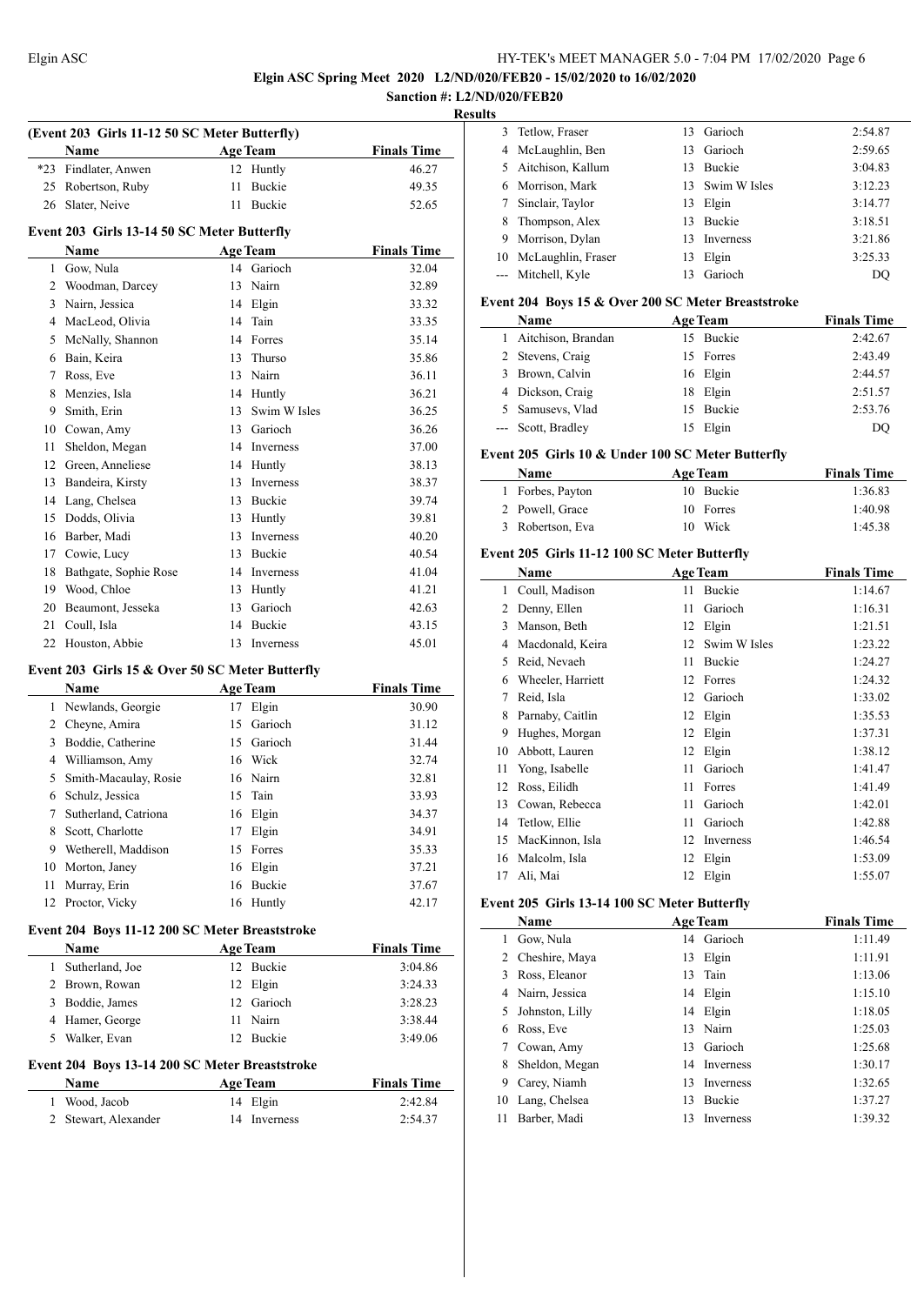**Elgin ASC Spring Meet 2020 L2/ND/020/FEB20 - 15/02/2020 to 16/02/2020**

**Sanction #: L2/ND/020/FEB20**

**Results**

### (Event 203 Girls 11-12 50 SC Meter Butterfly)

| | Name | Age | Team | Finals Time |
|---|---|---|---|---|
| *23 | Findlater, Anwen | 12 | Huntly | 46.27 |
| 25 | Robertson, Ruby | 11 | Buckie | 49.35 |
| 26 | Slater, Neive | 11 | Buckie | 52.65 |

### Event 203 Girls 13-14 50 SC Meter Butterfly

| | Name | Age | Team | Finals Time |
|---|---|---|---|---|
| 1 | Gow, Nula | 14 | Garioch | 32.04 |
| 2 | Woodman, Darcey | 13 | Nairn | 32.89 |
| 3 | Nairn, Jessica | 14 | Elgin | 33.32 |
| 4 | MacLeod, Olivia | 14 | Tain | 33.35 |
| 5 | McNally, Shannon | 14 | Forres | 35.14 |
| 6 | Bain, Keira | 13 | Thurso | 35.86 |
| 7 | Ross, Eve | 13 | Nairn | 36.11 |
| 8 | Menzies, Isla | 14 | Huntly | 36.21 |
| 9 | Smith, Erin | 13 | Swim W Isles | 36.25 |
| 10 | Cowan, Amy | 13 | Garioch | 36.26 |
| 11 | Sheldon, Megan | 14 | Inverness | 37.00 |
| 12 | Green, Anneliese | 14 | Huntly | 38.13 |
| 13 | Bandeira, Kirsty | 13 | Inverness | 38.37 |
| 14 | Lang, Chelsea | 13 | Buckie | 39.74 |
| 15 | Dodds, Olivia | 13 | Huntly | 39.81 |
| 16 | Barber, Madi | 13 | Inverness | 40.20 |
| 17 | Cowie, Lucy | 13 | Buckie | 40.54 |
| 18 | Bathgate, Sophie Rose | 14 | Inverness | 41.04 |
| 19 | Wood, Chloe | 13 | Huntly | 41.21 |
| 20 | Beaumont, Jesseka | 13 | Garioch | 42.63 |
| 21 | Coull, Isla | 14 | Buckie | 43.15 |
| 22 | Houston, Abbie | 13 | Inverness | 45.01 |

### Event 203 Girls 15 & Over 50 SC Meter Butterfly

| | Name | Age | Team | Finals Time |
|---|---|---|---|---|
| 1 | Newlands, Georgie | 17 | Elgin | 30.90 |
| 2 | Cheyne, Amira | 15 | Garioch | 31.12 |
| 3 | Boddie, Catherine | 15 | Garioch | 31.44 |
| 4 | Williamson, Amy | 16 | Wick | 32.74 |
| 5 | Smith-Macaulay, Rosie | 16 | Nairn | 32.81 |
| 6 | Schulz, Jessica | 15 | Tain | 33.93 |
| 7 | Sutherland, Catriona | 16 | Elgin | 34.37 |
| 8 | Scott, Charlotte | 17 | Elgin | 34.91 |
| 9 | Wetherell, Maddison | 15 | Forres | 35.33 |
| 10 | Morton, Janey | 16 | Elgin | 37.21 |
| 11 | Murray, Erin | 16 | Buckie | 37.67 |
| 12 | Proctor, Vicky | 16 | Huntly | 42.17 |

### Event 204 Boys 11-12 200 SC Meter Breaststroke

| | Name | Age | Team | Finals Time |
|---|---|---|---|---|
| 1 | Sutherland, Joe | 12 | Buckie | 3:04.86 |
| 2 | Brown, Rowan | 12 | Elgin | 3:24.33 |
| 3 | Boddie, James | 12 | Garioch | 3:28.23 |
| 4 | Hamer, George | 11 | Nairn | 3:38.44 |
| 5 | Walker, Evan | 12 | Buckie | 3:49.06 |

### Event 204 Boys 13-14 200 SC Meter Breaststroke

| | Name | Age | Team | Finals Time |
|---|---|---|---|---|
| 1 | Wood, Jacob | 14 | Elgin | 2:42.84 |
| 2 | Stewart, Alexander | 14 | Inverness | 2:54.37 |
| 3 | Tetlow, Fraser | 13 | Garioch | 2:54.87 |
| 4 | McLaughlin, Ben | 13 | Garioch | 2:59.65 |
| 5 | Aitchison, Kallum | 13 | Buckie | 3:04.83 |
| 6 | Morrison, Mark | 13 | Swim W Isles | 3:12.23 |
| 7 | Sinclair, Taylor | 13 | Elgin | 3:14.77 |
| 8 | Thompson, Alex | 13 | Buckie | 3:18.51 |
| 9 | Morrison, Dylan | 13 | Inverness | 3:21.86 |
| 10 | McLaughlin, Fraser | 13 | Elgin | 3:25.33 |
| --- | Mitchell, Kyle | 13 | Garioch | DQ |

### Event 204 Boys 15 & Over 200 SC Meter Breaststroke

| | Name | Age | Team | Finals Time |
|---|---|---|---|---|
| 1 | Aitchison, Brandan | 15 | Buckie | 2:42.67 |
| 2 | Stevens, Craig | 15 | Forres | 2:43.49 |
| 3 | Brown, Calvin | 16 | Elgin | 2:44.57 |
| 4 | Dickson, Craig | 18 | Elgin | 2:51.57 |
| 5 | Samusevs, Vlad | 15 | Buckie | 2:53.76 |
| --- | Scott, Bradley | 15 | Elgin | DQ |

### Event 205 Girls 10 & Under 100 SC Meter Butterfly

| | Name | Age | Team | Finals Time |
|---|---|---|---|---|
| 1 | Forbes, Payton | 10 | Buckie | 1:36.83 |
| 2 | Powell, Grace | 10 | Forres | 1:40.98 |
| 3 | Robertson, Eva | 10 | Wick | 1:45.38 |

### Event 205 Girls 11-12 100 SC Meter Butterfly

| | Name | Age | Team | Finals Time |
|---|---|---|---|---|
| 1 | Coull, Madison | 11 | Buckie | 1:14.67 |
| 2 | Denny, Ellen | 11 | Garioch | 1:16.31 |
| 3 | Manson, Beth | 12 | Elgin | 1:21.51 |
| 4 | Macdonald, Keira | 12 | Swim W Isles | 1:23.22 |
| 5 | Reid, Nevaeh | 11 | Buckie | 1:24.27 |
| 6 | Wheeler, Harriett | 12 | Forres | 1:24.32 |
| 7 | Reid, Isla | 12 | Garioch | 1:33.02 |
| 8 | Parnaby, Caitlin | 12 | Elgin | 1:35.53 |
| 9 | Hughes, Morgan | 12 | Elgin | 1:37.31 |
| 10 | Abbott, Lauren | 12 | Elgin | 1:38.12 |
| 11 | Yong, Isabelle | 11 | Garioch | 1:41.47 |
| 12 | Ross, Eilidh | 11 | Forres | 1:41.49 |
| 13 | Cowan, Rebecca | 11 | Garioch | 1:42.01 |
| 14 | Tetlow, Ellie | 11 | Garioch | 1:42.88 |
| 15 | MacKinnon, Isla | 12 | Inverness | 1:46.54 |
| 16 | Malcolm, Isla | 12 | Elgin | 1:53.09 |
| 17 | Ali, Mai | 12 | Elgin | 1:55.07 |

### Event 205 Girls 13-14 100 SC Meter Butterfly

| | Name | Age | Team | Finals Time |
|---|---|---|---|---|
| 1 | Gow, Nula | 14 | Garioch | 1:11.49 |
| 2 | Cheshire, Maya | 13 | Elgin | 1:11.91 |
| 3 | Ross, Eleanor | 13 | Tain | 1:13.06 |
| 4 | Nairn, Jessica | 14 | Elgin | 1:15.10 |
| 5 | Johnston, Lilly | 14 | Elgin | 1:18.05 |
| 6 | Ross, Eve | 13 | Nairn | 1:25.03 |
| 7 | Cowan, Amy | 13 | Garioch | 1:25.68 |
| 8 | Sheldon, Megan | 14 | Inverness | 1:30.17 |
| 9 | Carey, Niamh | 13 | Inverness | 1:32.65 |
| 10 | Lang, Chelsea | 13 | Buckie | 1:37.27 |
| 11 | Barber, Madi | 13 | Inverness | 1:39.32 |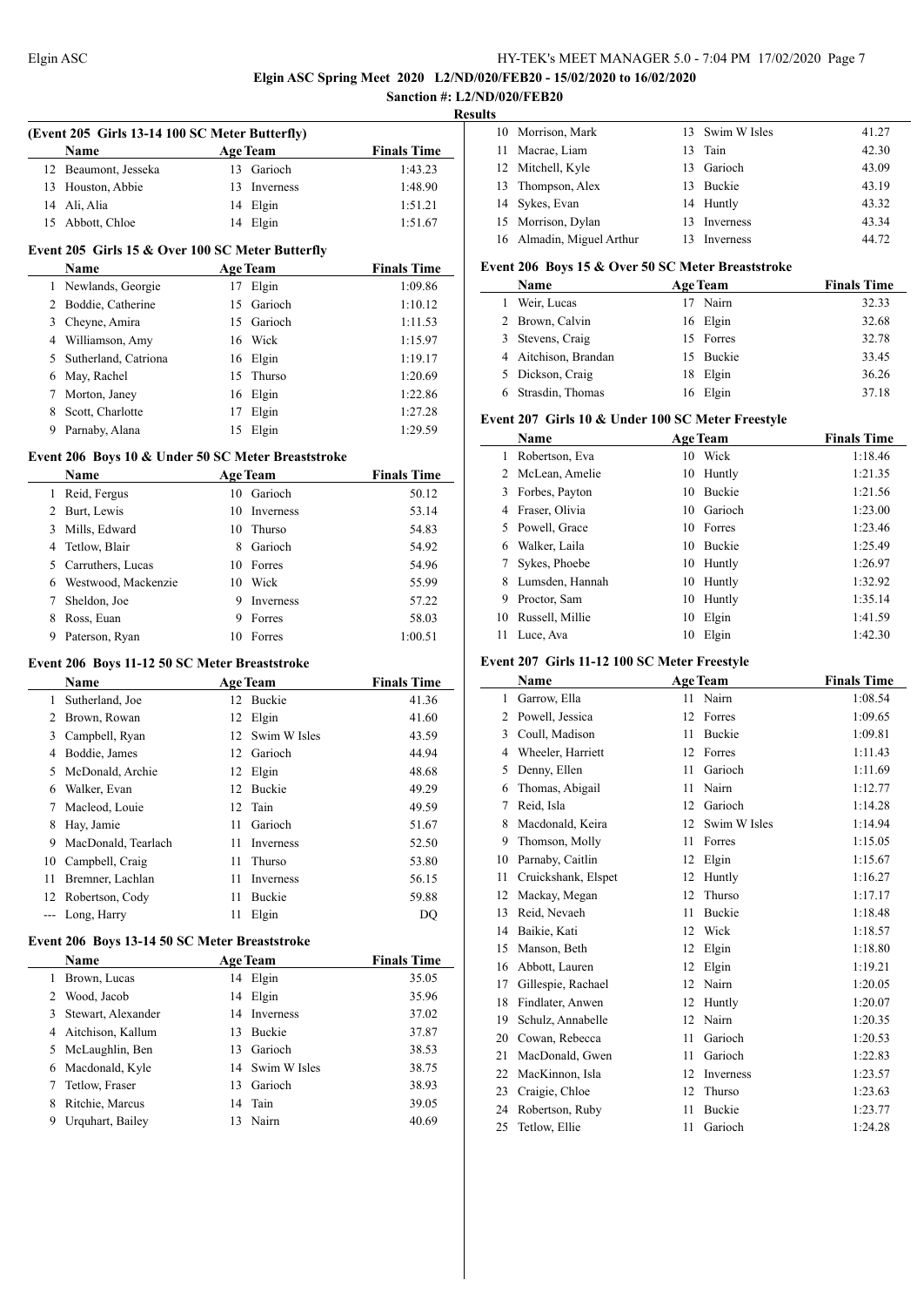**Elgin ASC Spring Meet 2020 L2/ND/020/FEB20 - 15/02/2020 to 16/02/2020**

**Sanction #: L2/ND/020/FEB20**

**Results**

### (Event 205 Girls 13-14 100 SC Meter Butterfly)

| | Name | Age | Team | Finals Time |
|---|---|---|---|---|
| 12 | Beaumont, Jesseka | 13 | Garioch | 1:43.23 |
| 13 | Houston, Abbie | 13 | Inverness | 1:48.90 |
| 14 | Ali, Alia | 14 | Elgin | 1:51.21 |
| 15 | Abbott, Chloe | 14 | Elgin | 1:51.67 |

### Event 205 Girls 15 & Over 100 SC Meter Butterfly

| | Name | Age | Team | Finals Time |
|---|---|---|---|---|
| 1 | Newlands, Georgie | 17 | Elgin | 1:09.86 |
| 2 | Boddie, Catherine | 15 | Garioch | 1:10.12 |
| 3 | Cheyne, Amira | 15 | Garioch | 1:11.53 |
| 4 | Williamson, Amy | 16 | Wick | 1:15.97 |
| 5 | Sutherland, Catriona | 16 | Elgin | 1:19.17 |
| 6 | May, Rachel | 15 | Thurso | 1:20.69 |
| 7 | Morton, Janey | 16 | Elgin | 1:22.86 |
| 8 | Scott, Charlotte | 17 | Elgin | 1:27.28 |
| 9 | Parnaby, Alana | 15 | Elgin | 1:29.59 |

### Event 206 Boys 10 & Under 50 SC Meter Breaststroke

| | Name | Age | Team | Finals Time |
|---|---|---|---|---|
| 1 | Reid, Fergus | 10 | Garioch | 50.12 |
| 2 | Burt, Lewis | 10 | Inverness | 53.14 |
| 3 | Mills, Edward | 10 | Thurso | 54.83 |
| 4 | Tetlow, Blair | 8 | Garioch | 54.92 |
| 5 | Carruthers, Lucas | 10 | Forres | 54.96 |
| 6 | Westwood, Mackenzie | 10 | Wick | 55.99 |
| 7 | Sheldon, Joe | 9 | Inverness | 57.22 |
| 8 | Ross, Euan | 9 | Forres | 58.03 |
| 9 | Paterson, Ryan | 10 | Forres | 1:00.51 |

### Event 206 Boys 11-12 50 SC Meter Breaststroke

| | Name | Age | Team | Finals Time |
|---|---|---|---|---|
| 1 | Sutherland, Joe | 12 | Buckie | 41.36 |
| 2 | Brown, Rowan | 12 | Elgin | 41.60 |
| 3 | Campbell, Ryan | 12 | Swim W Isles | 43.59 |
| 4 | Boddie, James | 12 | Garioch | 44.94 |
| 5 | McDonald, Archie | 12 | Elgin | 48.68 |
| 6 | Walker, Evan | 12 | Buckie | 49.29 |
| 7 | Macleod, Louie | 12 | Tain | 49.59 |
| 8 | Hay, Jamie | 11 | Garioch | 51.67 |
| 9 | MacDonald, Tearlach | 11 | Inverness | 52.50 |
| 10 | Campbell, Craig | 11 | Thurso | 53.80 |
| 11 | Bremner, Lachlan | 11 | Inverness | 56.15 |
| 12 | Robertson, Cody | 11 | Buckie | 59.88 |
| --- | Long, Harry | 11 | Elgin | DQ |

### Event 206 Boys 13-14 50 SC Meter Breaststroke

| | Name | Age | Team | Finals Time |
|---|---|---|---|---|
| 1 | Brown, Lucas | 14 | Elgin | 35.05 |
| 2 | Wood, Jacob | 14 | Elgin | 35.96 |
| 3 | Stewart, Alexander | 14 | Inverness | 37.02 |
| 4 | Aitchison, Kallum | 13 | Buckie | 37.87 |
| 5 | McLaughlin, Ben | 13 | Garioch | 38.53 |
| 6 | Macdonald, Kyle | 14 | Swim W Isles | 38.75 |
| 7 | Tetlow, Fraser | 13 | Garioch | 38.93 |
| 8 | Ritchie, Marcus | 14 | Tain | 39.05 |
| 9 | Urquhart, Bailey | 13 | Nairn | 40.69 |
| 10 | Morrison, Mark | 13 | Swim W Isles | 41.27 |
| 11 | Macrae, Liam | 13 | Tain | 42.30 |
| 12 | Mitchell, Kyle | 13 | Garioch | 43.09 |
| 13 | Thompson, Alex | 13 | Buckie | 43.19 |
| 14 | Sykes, Evan | 14 | Huntly | 43.32 |
| 15 | Morrison, Dylan | 13 | Inverness | 43.34 |
| 16 | Almadin, Miguel Arthur | 13 | Inverness | 44.72 |

### Event 206 Boys 15 & Over 50 SC Meter Breaststroke

| | Name | Age | Team | Finals Time |
|---|---|---|---|---|
| 1 | Weir, Lucas | 17 | Nairn | 32.33 |
| 2 | Brown, Calvin | 16 | Elgin | 32.68 |
| 3 | Stevens, Craig | 15 | Forres | 32.78 |
| 4 | Aitchison, Brandan | 15 | Buckie | 33.45 |
| 5 | Dickson, Craig | 18 | Elgin | 36.26 |
| 6 | Strasdin, Thomas | 16 | Elgin | 37.18 |

### Event 207 Girls 10 & Under 100 SC Meter Freestyle

| | Name | Age | Team | Finals Time |
|---|---|---|---|---|
| 1 | Robertson, Eva | 10 | Wick | 1:18.46 |
| 2 | McLean, Amelie | 10 | Huntly | 1:21.35 |
| 3 | Forbes, Payton | 10 | Buckie | 1:21.56 |
| 4 | Fraser, Olivia | 10 | Garioch | 1:23.00 |
| 5 | Powell, Grace | 10 | Forres | 1:23.46 |
| 6 | Walker, Laila | 10 | Buckie | 1:25.49 |
| 7 | Sykes, Phoebe | 10 | Huntly | 1:26.97 |
| 8 | Lumsden, Hannah | 10 | Huntly | 1:32.92 |
| 9 | Proctor, Sam | 10 | Huntly | 1:35.14 |
| 10 | Russell, Millie | 10 | Elgin | 1:41.59 |
| 11 | Luce, Ava | 10 | Elgin | 1:42.30 |

### Event 207 Girls 11-12 100 SC Meter Freestyle

| | Name | Age | Team | Finals Time |
|---|---|---|---|---|
| 1 | Garrow, Ella | 11 | Nairn | 1:08.54 |
| 2 | Powell, Jessica | 12 | Forres | 1:09.65 |
| 3 | Coull, Madison | 11 | Buckie | 1:09.81 |
| 4 | Wheeler, Harriett | 12 | Forres | 1:11.43 |
| 5 | Denny, Ellen | 11 | Garioch | 1:11.69 |
| 6 | Thomas, Abigail | 11 | Nairn | 1:12.77 |
| 7 | Reid, Isla | 12 | Garioch | 1:14.28 |
| 8 | Macdonald, Keira | 12 | Swim W Isles | 1:14.94 |
| 9 | Thomson, Molly | 11 | Forres | 1:15.05 |
| 10 | Parnaby, Caitlin | 12 | Elgin | 1:15.67 |
| 11 | Cruickshank, Elspet | 12 | Huntly | 1:16.27 |
| 12 | Mackay, Megan | 12 | Thurso | 1:17.17 |
| 13 | Reid, Nevaeh | 11 | Buckie | 1:18.48 |
| 14 | Baikie, Kati | 12 | Wick | 1:18.57 |
| 15 | Manson, Beth | 12 | Elgin | 1:18.80 |
| 16 | Abbott, Lauren | 12 | Elgin | 1:19.21 |
| 17 | Gillespie, Rachael | 12 | Nairn | 1:20.05 |
| 18 | Findlater, Anwen | 12 | Huntly | 1:20.07 |
| 19 | Schulz, Annabelle | 12 | Nairn | 1:20.35 |
| 20 | Cowan, Rebecca | 11 | Garioch | 1:20.53 |
| 21 | MacDonald, Gwen | 11 | Garioch | 1:22.83 |
| 22 | MacKinnon, Isla | 12 | Inverness | 1:23.57 |
| 23 | Craigie, Chloe | 12 | Thurso | 1:23.63 |
| 24 | Robertson, Ruby | 11 | Buckie | 1:23.77 |
| 25 | Tetlow, Ellie | 11 | Garioch | 1:24.28 |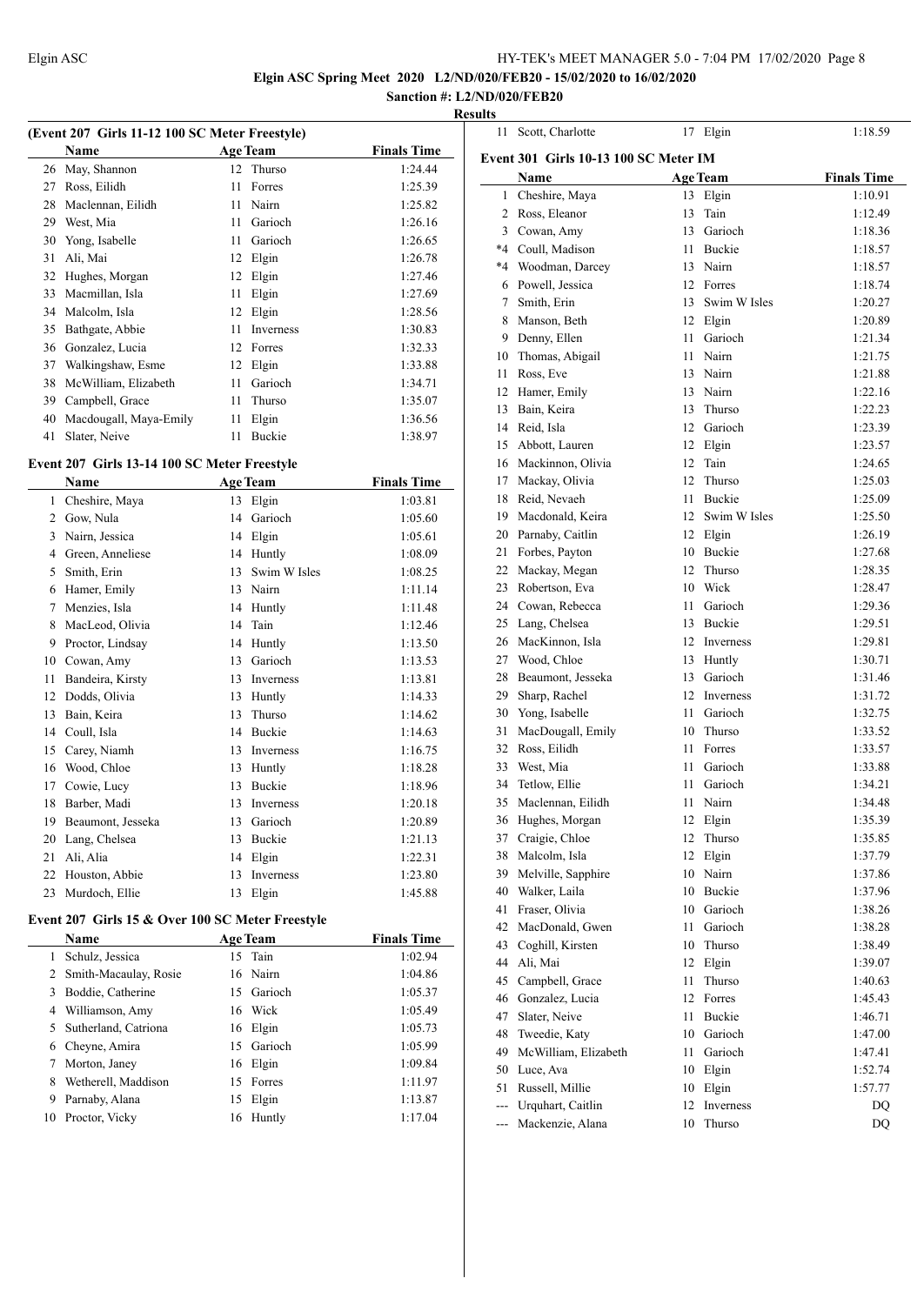**Elgin ASC Spring Meet 2020 L2/ND/020/FEB20 - 15/02/2020 to 16/02/2020**

**Sanction #: L2/ND/020/FEB20**

**Results**

### (Event 207 Girls 11-12 100 SC Meter Freestyle)

| | Name | Age | Team | Finals Time |
|---|---|---|---|---|
| 26 | May, Shannon | 12 | Thurso | 1:24.44 |
| 27 | Ross, Eilidh | 11 | Forres | 1:25.39 |
| 28 | Maclennan, Eilidh | 11 | Nairn | 1:25.82 |
| 29 | West, Mia | 11 | Garioch | 1:26.16 |
| 30 | Yong, Isabelle | 11 | Garioch | 1:26.65 |
| 31 | Ali, Mai | 12 | Elgin | 1:26.78 |
| 32 | Hughes, Morgan | 12 | Elgin | 1:27.46 |
| 33 | Macmillan, Isla | 11 | Elgin | 1:27.69 |
| 34 | Malcolm, Isla | 12 | Elgin | 1:28.56 |
| 35 | Bathgate, Abbie | 11 | Inverness | 1:30.83 |
| 36 | Gonzalez, Lucia | 12 | Forres | 1:32.33 |
| 37 | Walkingshaw, Esme | 12 | Elgin | 1:33.88 |
| 38 | McWilliam, Elizabeth | 11 | Garioch | 1:34.71 |
| 39 | Campbell, Grace | 11 | Thurso | 1:35.07 |
| 40 | Macdougall, Maya-Emily | 11 | Elgin | 1:36.56 |
| 41 | Slater, Neive | 11 | Buckie | 1:38.97 |

### Event 207 Girls 13-14 100 SC Meter Freestyle

| | Name | Age | Team | Finals Time |
|---|---|---|---|---|
| 1 | Cheshire, Maya | 13 | Elgin | 1:03.81 |
| 2 | Gow, Nula | 14 | Garioch | 1:05.60 |
| 3 | Nairn, Jessica | 14 | Elgin | 1:05.61 |
| 4 | Green, Anneliese | 14 | Huntly | 1:08.09 |
| 5 | Smith, Erin | 13 | Swim W Isles | 1:08.25 |
| 6 | Hamer, Emily | 13 | Nairn | 1:11.14 |
| 7 | Menzies, Isla | 14 | Huntly | 1:11.48 |
| 8 | MacLeod, Olivia | 14 | Tain | 1:12.46 |
| 9 | Proctor, Lindsay | 14 | Huntly | 1:13.50 |
| 10 | Cowan, Amy | 13 | Garioch | 1:13.53 |
| 11 | Bandeira, Kirsty | 13 | Inverness | 1:13.81 |
| 12 | Dodds, Olivia | 13 | Huntly | 1:14.33 |
| 13 | Bain, Keira | 13 | Thurso | 1:14.62 |
| 14 | Coull, Isla | 14 | Buckie | 1:14.63 |
| 15 | Carey, Niamh | 13 | Inverness | 1:16.75 |
| 16 | Wood, Chloe | 13 | Huntly | 1:18.28 |
| 17 | Cowie, Lucy | 13 | Buckie | 1:18.96 |
| 18 | Barber, Madi | 13 | Inverness | 1:20.18 |
| 19 | Beaumont, Jesseka | 13 | Garioch | 1:20.89 |
| 20 | Lang, Chelsea | 13 | Buckie | 1:21.13 |
| 21 | Ali, Alia | 14 | Elgin | 1:22.31 |
| 22 | Houston, Abbie | 13 | Inverness | 1:23.80 |
| 23 | Murdoch, Ellie | 13 | Elgin | 1:45.88 |

### Event 207 Girls 15 & Over 100 SC Meter Freestyle

| | Name | Age | Team | Finals Time |
|---|---|---|---|---|
| 1 | Schulz, Jessica | 15 | Tain | 1:02.94 |
| 2 | Smith-Macaulay, Rosie | 16 | Nairn | 1:04.86 |
| 3 | Boddie, Catherine | 15 | Garioch | 1:05.37 |
| 4 | Williamson, Amy | 16 | Wick | 1:05.49 |
| 5 | Sutherland, Catriona | 16 | Elgin | 1:05.73 |
| 6 | Cheyne, Amira | 15 | Garioch | 1:05.99 |
| 7 | Morton, Janey | 16 | Elgin | 1:09.84 |
| 8 | Wetherell, Maddison | 15 | Forres | 1:11.97 |
| 9 | Parnaby, Alana | 15 | Elgin | 1:13.87 |
| 10 | Proctor, Vicky | 16 | Huntly | 1:17.04 |
| 11 | Scott, Charlotte | 17 | Elgin | 1:18.59 |

### Event 301 Girls 10-13 100 SC Meter IM

| | Name | Age | Team | Finals Time |
|---|---|---|---|---|
| 1 | Cheshire, Maya | 13 | Elgin | 1:10.91 |
| 2 | Ross, Eleanor | 13 | Tain | 1:12.49 |
| 3 | Cowan, Amy | 13 | Garioch | 1:18.36 |
| *4 | Coull, Madison | 11 | Buckie | 1:18.57 |
| *4 | Woodman, Darcey | 13 | Nairn | 1:18.57 |
| 6 | Powell, Jessica | 12 | Forres | 1:18.74 |
| 7 | Smith, Erin | 13 | Swim W Isles | 1:20.27 |
| 8 | Manson, Beth | 12 | Elgin | 1:20.89 |
| 9 | Denny, Ellen | 11 | Garioch | 1:21.34 |
| 10 | Thomas, Abigail | 11 | Nairn | 1:21.75 |
| 11 | Ross, Eve | 13 | Nairn | 1:21.88 |
| 12 | Hamer, Emily | 13 | Nairn | 1:22.16 |
| 13 | Bain, Keira | 13 | Thurso | 1:22.23 |
| 14 | Reid, Isla | 12 | Garioch | 1:23.39 |
| 15 | Abbott, Lauren | 12 | Elgin | 1:23.57 |
| 16 | Mackinnon, Olivia | 12 | Tain | 1:24.65 |
| 17 | Mackay, Olivia | 12 | Thurso | 1:25.03 |
| 18 | Reid, Nevaeh | 11 | Buckie | 1:25.09 |
| 19 | Macdonald, Keira | 12 | Swim W Isles | 1:25.50 |
| 20 | Parnaby, Caitlin | 12 | Elgin | 1:26.19 |
| 21 | Forbes, Payton | 10 | Buckie | 1:27.68 |
| 22 | Mackay, Megan | 12 | Thurso | 1:28.35 |
| 23 | Robertson, Eva | 10 | Wick | 1:28.47 |
| 24 | Cowan, Rebecca | 11 | Garioch | 1:29.36 |
| 25 | Lang, Chelsea | 13 | Buckie | 1:29.51 |
| 26 | MacKinnon, Isla | 12 | Inverness | 1:29.81 |
| 27 | Wood, Chloe | 13 | Huntly | 1:30.71 |
| 28 | Beaumont, Jesseka | 13 | Garioch | 1:31.46 |
| 29 | Sharp, Rachel | 12 | Inverness | 1:31.72 |
| 30 | Yong, Isabelle | 11 | Garioch | 1:32.75 |
| 31 | MacDougall, Emily | 10 | Thurso | 1:33.52 |
| 32 | Ross, Eilidh | 11 | Forres | 1:33.57 |
| 33 | West, Mia | 11 | Garioch | 1:33.88 |
| 34 | Tetlow, Ellie | 11 | Garioch | 1:34.21 |
| 35 | Maclennan, Eilidh | 11 | Nairn | 1:34.48 |
| 36 | Hughes, Morgan | 12 | Elgin | 1:35.39 |
| 37 | Craigie, Chloe | 12 | Thurso | 1:35.85 |
| 38 | Malcolm, Isla | 12 | Elgin | 1:37.79 |
| 39 | Melville, Sapphire | 10 | Nairn | 1:37.86 |
| 40 | Walker, Laila | 10 | Buckie | 1:37.96 |
| 41 | Fraser, Olivia | 10 | Garioch | 1:38.26 |
| 42 | MacDonald, Gwen | 11 | Garioch | 1:38.28 |
| 43 | Coghill, Kirsten | 10 | Thurso | 1:38.49 |
| 44 | Ali, Mai | 12 | Elgin | 1:39.07 |
| 45 | Campbell, Grace | 11 | Thurso | 1:40.63 |
| 46 | Gonzalez, Lucia | 12 | Forres | 1:45.43 |
| 47 | Slater, Neive | 11 | Buckie | 1:46.71 |
| 48 | Tweedie, Katy | 10 | Garioch | 1:47.00 |
| 49 | McWilliam, Elizabeth | 11 | Garioch | 1:47.41 |
| 50 | Luce, Ava | 10 | Elgin | 1:52.74 |
| 51 | Russell, Millie | 10 | Elgin | 1:57.77 |
| --- | Urquhart, Caitlin | 12 | Inverness | DQ |
| --- | Mackenzie, Alana | 10 | Thurso | DQ |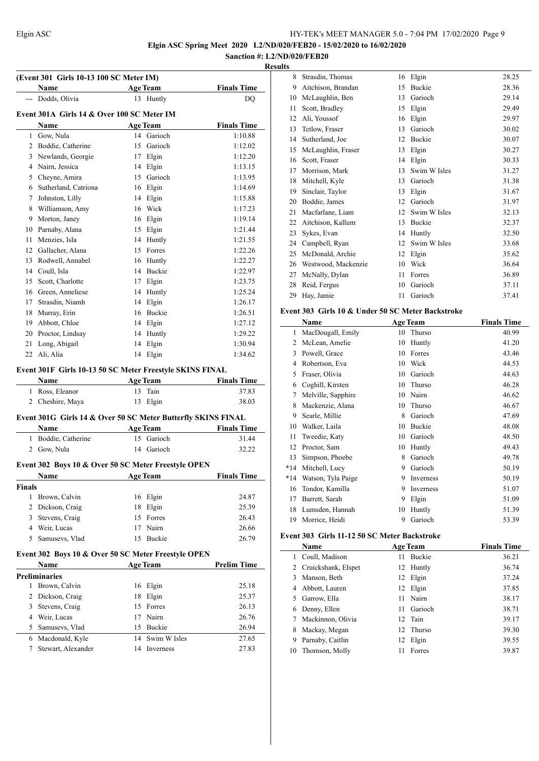**Elgin ASC Spring Meet 2020 L2/ND/020/FEB20 - 15/02/2020 to 16/02/2020**

**Sanction #: L2/ND/020/FEB20**

**Results**

### (Event 301 Girls 10-13 100 SC Meter IM)

| | Name | Age | Team | Finals Time |
|---|---|---|---|---|
| --- | Dodds, Olivia | 13 | Huntly | DQ |

### Event 301A Girls 14 & Over 100 SC Meter IM

| | Name | Age | Team | Finals Time |
|---|---|---|---|---|
| 1 | Gow, Nula | 14 | Garioch | 1:10.88 |
| 2 | Boddie, Catherine | 15 | Garioch | 1:12.02 |
| 3 | Newlands, Georgie | 17 | Elgin | 1:12.20 |
| 4 | Nairn, Jessica | 14 | Elgin | 1:13.15 |
| 5 | Cheyne, Amira | 15 | Garioch | 1:13.95 |
| 6 | Sutherland, Catriona | 16 | Elgin | 1:14.69 |
| 7 | Johnston, Lilly | 14 | Elgin | 1:15.88 |
| 8 | Williamson, Amy | 16 | Wick | 1:17.23 |
| 9 | Morton, Janey | 16 | Elgin | 1:19.14 |
| 10 | Parnaby, Alana | 15 | Elgin | 1:21.44 |
| 11 | Menzies, Isla | 14 | Huntly | 1:21.55 |
| 12 | Gallacher, Alana | 15 | Forres | 1:22.26 |
| 13 | Rodwell, Annabel | 16 | Huntly | 1:22.27 |
| 14 | Coull, Isla | 14 | Buckie | 1:22.97 |
| 15 | Scott, Charlotte | 17 | Elgin | 1:23.75 |
| 16 | Green, Anneliese | 14 | Huntly | 1:25.24 |
| 17 | Strasdin, Niamh | 14 | Elgin | 1:26.17 |
| 18 | Murray, Erin | 16 | Buckie | 1:26.51 |
| 19 | Abbott, Chloe | 14 | Elgin | 1:27.12 |
| 20 | Proctor, Lindsay | 14 | Huntly | 1:29.22 |
| 21 | Long, Abigail | 14 | Elgin | 1:30.94 |
| 22 | Ali, Alia | 14 | Elgin | 1:34.62 |

### Event 301F Girls 10-13 50 SC Meter Freestyle SKINS FINAL

| | Name | Age | Team | Finals Time |
|---|---|---|---|---|
| 1 | Ross, Eleanor | 13 | Tain | 37.83 |
| 2 | Cheshire, Maya | 13 | Elgin | 38.03 |

### Event 301G Girls 14 & Over 50 SC Meter Butterfly SKINS FINAL

| | Name | Age | Team | Finals Time |
|---|---|---|---|---|
| 1 | Boddie, Catherine | 15 | Garioch | 31.44 |
| 2 | Gow, Nula | 14 | Garioch | 32.22 |

### Event 302 Boys 10 & Over 50 SC Meter Freestyle OPEN

| | Name | Age | Team | Finals Time |
|---|---|---|---|---|
| **Finals** | | | | |
| 1 | Brown, Calvin | 16 | Elgin | 24.87 |
| 2 | Dickson, Craig | 18 | Elgin | 25.39 |
| 3 | Stevens, Craig | 15 | Forres | 26.43 |
| 4 | Weir, Lucas | 17 | Nairn | 26.66 |
| 5 | Samusevs, Vlad | 15 | Buckie | 26.79 |

### Event 302 Boys 10 & Over 50 SC Meter Freestyle OPEN

| | Name | Age | Team | Prelim Time |
|---|---|---|---|---|
| **Preliminaries** | | | | |
| 1 | Brown, Calvin | 16 | Elgin | 25.18 |
| 2 | Dickson, Craig | 18 | Elgin | 25.37 |
| 3 | Stevens, Craig | 15 | Forres | 26.13 |
| 4 | Weir, Lucas | 17 | Nairn | 26.76 |
| 5 | Samusevs, Vlad | 15 | Buckie | 26.94 |
| 6 | Macdonald, Kyle | 14 | Swim W Isles | 27.65 |
| 7 | Stewart, Alexander | 14 | Inverness | 27.83 |
| 8 | Strasdin, Thomas | 16 | Elgin | 28.25 |
| 9 | Aitchison, Brandan | 15 | Buckie | 28.36 |
| 10 | McLaughlin, Ben | 13 | Garioch | 29.14 |
| 11 | Scott, Bradley | 15 | Elgin | 29.49 |
| 12 | Ali, Youssof | 16 | Elgin | 29.97 |
| 13 | Tetlow, Fraser | 13 | Garioch | 30.02 |
| 14 | Sutherland, Joe | 12 | Buckie | 30.07 |
| 15 | McLaughlin, Fraser | 13 | Elgin | 30.27 |
| 16 | Scott, Fraser | 14 | Elgin | 30.33 |
| 17 | Morrison, Mark | 13 | Swim W Isles | 31.27 |
| 18 | Mitchell, Kyle | 13 | Garioch | 31.38 |
| 19 | Sinclair, Taylor | 13 | Elgin | 31.67 |
| 20 | Boddie, James | 12 | Garioch | 31.97 |
| 21 | Macfarlane, Liam | 12 | Swim W Isles | 32.13 |
| 22 | Aitchison, Kallum | 13 | Buckie | 32.37 |
| 23 | Sykes, Evan | 14 | Huntly | 32.50 |
| 24 | Campbell, Ryan | 12 | Swim W Isles | 33.68 |
| 25 | McDonald, Archie | 12 | Elgin | 35.62 |
| 26 | Westwood, Mackenzie | 10 | Wick | 36.64 |
| 27 | McNally, Dylan | 11 | Forres | 36.89 |
| 28 | Reid, Fergus | 10 | Garioch | 37.11 |
| 29 | Hay, Jamie | 11 | Garioch | 37.41 |

### Event 303 Girls 10 & Under 50 SC Meter Backstroke

| | Name | Age | Team | Finals Time |
|---|---|---|---|---|
| 1 | MacDougall, Emily | 10 | Thurso | 40.99 |
| 2 | McLean, Amelie | 10 | Huntly | 41.20 |
| 3 | Powell, Grace | 10 | Forres | 43.46 |
| 4 | Robertson, Eva | 10 | Wick | 44.53 |
| 5 | Fraser, Olivia | 10 | Garioch | 44.63 |
| 6 | Coghill, Kirsten | 10 | Thurso | 46.28 |
| 7 | Melville, Sapphire | 10 | Nairn | 46.62 |
| 8 | Mackenzie, Alana | 10 | Thurso | 46.67 |
| 9 | Searle, Millie | 8 | Garioch | 47.69 |
| 10 | Walker, Laila | 10 | Buckie | 48.08 |
| 11 | Tweedie, Katy | 10 | Garioch | 48.50 |
| 12 | Proctor, Sam | 10 | Huntly | 49.43 |
| 13 | Simpson, Phoebe | 8 | Garioch | 49.78 |
| *14 | Mitchell, Lucy | 9 | Garioch | 50.19 |
| *14 | Watson, Tyla Paige | 9 | Inverness | 50.19 |
| 16 | Tondor, Kamilla | 9 | Inverness | 51.07 |
| 17 | Barrett, Sarah | 9 | Elgin | 51.09 |
| 18 | Lumsden, Hannah | 10 | Huntly | 51.39 |
| 19 | Morrice, Heidi | 9 | Garioch | 53.39 |

### Event 303 Girls 11-12 50 SC Meter Backstroke

| | Name | Age | Team | Finals Time |
|---|---|---|---|---|
| 1 | Coull, Madison | 11 | Buckie | 36.21 |
| 2 | Cruickshank, Elspet | 12 | Huntly | 36.74 |
| 3 | Manson, Beth | 12 | Elgin | 37.24 |
| 4 | Abbott, Lauren | 12 | Elgin | 37.85 |
| 5 | Garrow, Ella | 11 | Nairn | 38.17 |
| 6 | Denny, Ellen | 11 | Garioch | 38.71 |
| 7 | Mackinnon, Olivia | 12 | Tain | 39.17 |
| 8 | Mackay, Megan | 12 | Thurso | 39.30 |
| 9 | Parnaby, Caitlin | 12 | Elgin | 39.55 |
| 10 | Thomson, Molly | 11 | Forres | 39.87 |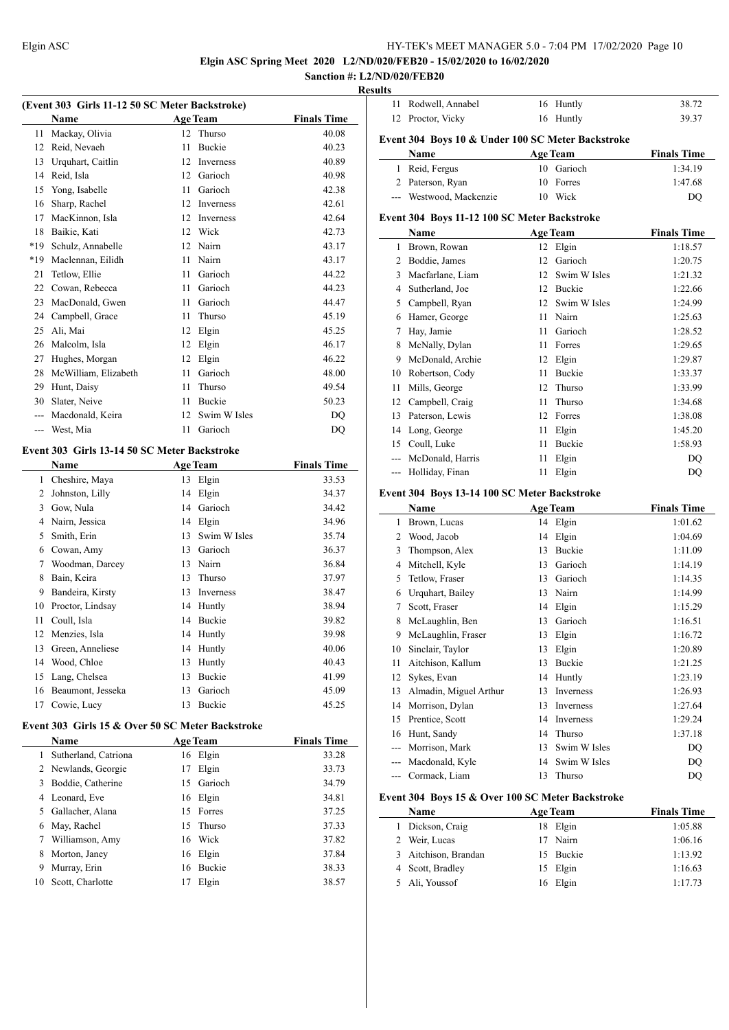**Elgin ASC Spring Meet 2020 L2/ND/020/FEB20 - 15/02/2020 to 16/02/2020**

**Sanction #: L2/ND/020/FEB20**

**Results**

### (Event 303 Girls 11-12 50 SC Meter Backstroke)

| | Name | Age | Team | Finals Time |
|---|---|---|---|---|
| 11 | Mackay, Olivia | 12 | Thurso | 40.08 |
| 12 | Reid, Nevaeh | 11 | Buckie | 40.23 |
| 13 | Urquhart, Caitlin | 12 | Inverness | 40.89 |
| 14 | Reid, Isla | 12 | Garioch | 40.98 |
| 15 | Yong, Isabelle | 11 | Garioch | 42.38 |
| 16 | Sharp, Rachel | 12 | Inverness | 42.61 |
| 17 | MacKinnon, Isla | 12 | Inverness | 42.64 |
| 18 | Baikie, Kati | 12 | Wick | 42.73 |
| *19 | Schulz, Annabelle | 12 | Nairn | 43.17 |
| *19 | Maclennan, Eilidh | 11 | Nairn | 43.17 |
| 21 | Tetlow, Ellie | 11 | Garioch | 44.22 |
| 22 | Cowan, Rebecca | 11 | Garioch | 44.23 |
| 23 | MacDonald, Gwen | 11 | Garioch | 44.47 |
| 24 | Campbell, Grace | 11 | Thurso | 45.19 |
| 25 | Ali, Mai | 12 | Elgin | 45.25 |
| 26 | Malcolm, Isla | 12 | Elgin | 46.17 |
| 27 | Hughes, Morgan | 12 | Elgin | 46.22 |
| 28 | McWilliam, Elizabeth | 11 | Garioch | 48.00 |
| 29 | Hunt, Daisy | 11 | Thurso | 49.54 |
| 30 | Slater, Neive | 11 | Buckie | 50.23 |
| --- | Macdonald, Keira | 12 | Swim W Isles | DQ |
| --- | West, Mia | 11 | Garioch | DQ |

### Event 303 Girls 13-14 50 SC Meter Backstroke

| | Name | Age | Team | Finals Time |
|---|---|---|---|---|
| 1 | Cheshire, Maya | 13 | Elgin | 33.53 |
| 2 | Johnston, Lilly | 14 | Elgin | 34.37 |
| 3 | Gow, Nula | 14 | Garioch | 34.42 |
| 4 | Nairn, Jessica | 14 | Elgin | 34.96 |
| 5 | Smith, Erin | 13 | Swim W Isles | 35.74 |
| 6 | Cowan, Amy | 13 | Garioch | 36.37 |
| 7 | Woodman, Darcey | 13 | Nairn | 36.84 |
| 8 | Bain, Keira | 13 | Thurso | 37.97 |
| 9 | Bandeira, Kirsty | 13 | Inverness | 38.47 |
| 10 | Proctor, Lindsay | 14 | Huntly | 38.94 |
| 11 | Coull, Isla | 14 | Buckie | 39.82 |
| 12 | Menzies, Isla | 14 | Huntly | 39.98 |
| 13 | Green, Anneliese | 14 | Huntly | 40.06 |
| 14 | Wood, Chloe | 13 | Huntly | 40.43 |
| 15 | Lang, Chelsea | 13 | Buckie | 41.99 |
| 16 | Beaumont, Jesseka | 13 | Garioch | 45.09 |
| 17 | Cowie, Lucy | 13 | Buckie | 45.25 |

### Event 303 Girls 15 & Over 50 SC Meter Backstroke

| | Name | Age | Team | Finals Time |
|---|---|---|---|---|
| 1 | Sutherland, Catriona | 16 | Elgin | 33.28 |
| 2 | Newlands, Georgie | 17 | Elgin | 33.73 |
| 3 | Boddie, Catherine | 15 | Garioch | 34.79 |
| 4 | Leonard, Eve | 16 | Elgin | 34.81 |
| 5 | Gallacher, Alana | 15 | Forres | 37.25 |
| 6 | May, Rachel | 15 | Thurso | 37.33 |
| 7 | Williamson, Amy | 16 | Wick | 37.82 |
| 8 | Morton, Janey | 16 | Elgin | 37.84 |
| 9 | Murray, Erin | 16 | Buckie | 38.33 |
| 10 | Scott, Charlotte | 17 | Elgin | 38.57 |
| 11 | Rodwell, Annabel | 16 | Huntly | 38.72 |
| 12 | Proctor, Vicky | 16 | Huntly | 39.37 |

### Event 304 Boys 10 & Under 100 SC Meter Backstroke

| | Name | Age | Team | Finals Time |
|---|---|---|---|---|
| 1 | Reid, Fergus | 10 | Garioch | 1:34.19 |
| 2 | Paterson, Ryan | 10 | Forres | 1:47.68 |
| --- | Westwood, Mackenzie | 10 | Wick | DQ |

### Event 304 Boys 11-12 100 SC Meter Backstroke

| | Name | Age | Team | Finals Time |
|---|---|---|---|---|
| 1 | Brown, Rowan | 12 | Elgin | 1:18.57 |
| 2 | Boddie, James | 12 | Garioch | 1:20.75 |
| 3 | Macfarlane, Liam | 12 | Swim W Isles | 1:21.32 |
| 4 | Sutherland, Joe | 12 | Buckie | 1:22.66 |
| 5 | Campbell, Ryan | 12 | Swim W Isles | 1:24.99 |
| 6 | Hamer, George | 11 | Nairn | 1:25.63 |
| 7 | Hay, Jamie | 11 | Garioch | 1:28.52 |
| 8 | McNally, Dylan | 11 | Forres | 1:29.65 |
| 9 | McDonald, Archie | 12 | Elgin | 1:29.87 |
| 10 | Robertson, Cody | 11 | Buckie | 1:33.37 |
| 11 | Mills, George | 12 | Thurso | 1:33.99 |
| 12 | Campbell, Craig | 11 | Thurso | 1:34.68 |
| 13 | Paterson, Lewis | 12 | Forres | 1:38.08 |
| 14 | Long, George | 11 | Elgin | 1:45.20 |
| 15 | Coull, Luke | 11 | Buckie | 1:58.93 |
| --- | McDonald, Harris | 11 | Elgin | DQ |
| --- | Holliday, Finan | 11 | Elgin | DQ |

### Event 304 Boys 13-14 100 SC Meter Backstroke

| | Name | Age | Team | Finals Time |
|---|---|---|---|---|
| 1 | Brown, Lucas | 14 | Elgin | 1:01.62 |
| 2 | Wood, Jacob | 14 | Elgin | 1:04.69 |
| 3 | Thompson, Alex | 13 | Buckie | 1:11.09 |
| 4 | Mitchell, Kyle | 13 | Garioch | 1:14.19 |
| 5 | Tetlow, Fraser | 13 | Garioch | 1:14.35 |
| 6 | Urquhart, Bailey | 13 | Nairn | 1:14.99 |
| 7 | Scott, Fraser | 14 | Elgin | 1:15.29 |
| 8 | McLaughlin, Ben | 13 | Garioch | 1:16.51 |
| 9 | McLaughlin, Fraser | 13 | Elgin | 1:16.72 |
| 10 | Sinclair, Taylor | 13 | Elgin | 1:20.89 |
| 11 | Aitchison, Kallum | 13 | Buckie | 1:21.25 |
| 12 | Sykes, Evan | 14 | Huntly | 1:23.19 |
| 13 | Almadin, Miguel Arthur | 13 | Inverness | 1:26.93 |
| 14 | Morrison, Dylan | 13 | Inverness | 1:27.64 |
| 15 | Prentice, Scott | 14 | Inverness | 1:29.24 |
| 16 | Hunt, Sandy | 14 | Thurso | 1:37.18 |
| --- | Morrison, Mark | 13 | Swim W Isles | DQ |
| --- | Macdonald, Kyle | 14 | Swim W Isles | DQ |
| --- | Cormack, Liam | 13 | Thurso | DQ |

### Event 304 Boys 15 & Over 100 SC Meter Backstroke

| | Name | Age | Team | Finals Time |
|---|---|---|---|---|
| 1 | Dickson, Craig | 18 | Elgin | 1:05.88 |
| 2 | Weir, Lucas | 17 | Nairn | 1:06.16 |
| 3 | Aitchison, Brandan | 15 | Buckie | 1:13.92 |
| 4 | Scott, Bradley | 15 | Elgin | 1:16.63 |
| 5 | Ali, Youssof | 16 | Elgin | 1:17.73 |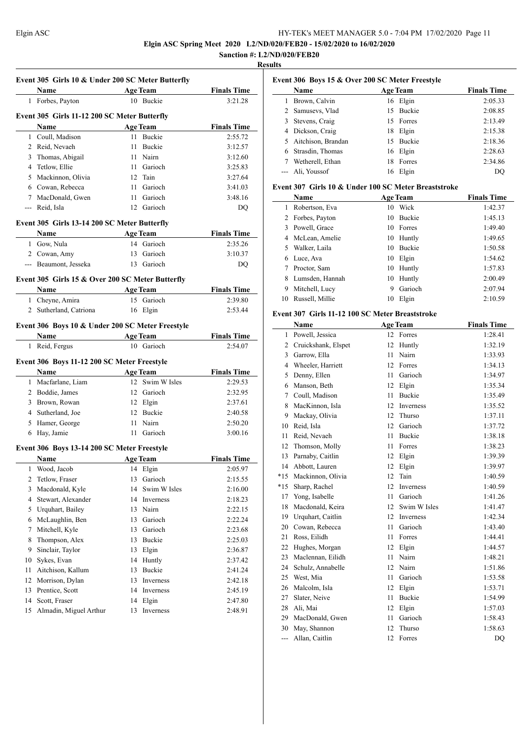**Elgin ASC Spring Meet 2020 L2/ND/020/FEB20 - 15/02/2020 to 16/02/2020**

**Sanction #: L2/ND/020/FEB20**

**Results**

### Event 305 Girls 10 & Under 200 SC Meter Butterfly

| | Name | Age | Team | Finals Time |
|---|---|---|---|---|
| 1 | Forbes, Payton | 10 | Buckie | 3:21.28 |

### Event 305 Girls 11-12 200 SC Meter Butterfly

| | Name | Age | Team | Finals Time |
|---|---|---|---|---|
| 1 | Coull, Madison | 11 | Buckie | 2:55.72 |
| 2 | Reid, Nevaeh | 11 | Buckie | 3:12.57 |
| 3 | Thomas, Abigail | 11 | Nairn | 3:12.60 |
| 4 | Tetlow, Ellie | 11 | Garioch | 3:25.83 |
| 5 | Mackinnon, Olivia | 12 | Tain | 3:27.64 |
| 6 | Cowan, Rebecca | 11 | Garioch | 3:41.03 |
| 7 | MacDonald, Gwen | 11 | Garioch | 3:48.16 |
| --- | Reid, Isla | 12 | Garioch | DQ |

### Event 305 Girls 13-14 200 SC Meter Butterfly

| | Name | Age | Team | Finals Time |
|---|---|---|---|---|
| 1 | Gow, Nula | 14 | Garioch | 2:35.26 |
| 2 | Cowan, Amy | 13 | Garioch | 3:10.37 |
| --- | Beaumont, Jesseka | 13 | Garioch | DQ |

### Event 305 Girls 15 & Over 200 SC Meter Butterfly

| | Name | Age | Team | Finals Time |
|---|---|---|---|---|
| 1 | Cheyne, Amira | 15 | Garioch | 2:39.80 |
| 2 | Sutherland, Catriona | 16 | Elgin | 2:53.44 |

### Event 306 Boys 10 & Under 200 SC Meter Freestyle

| | Name | Age | Team | Finals Time |
|---|---|---|---|---|
| 1 | Reid, Fergus | 10 | Garioch | 2:54.07 |

### Event 306 Boys 11-12 200 SC Meter Freestyle

| | Name | Age | Team | Finals Time |
|---|---|---|---|---|
| 1 | Macfarlane, Liam | 12 | Swim W Isles | 2:29.53 |
| 2 | Boddie, James | 12 | Garioch | 2:32.95 |
| 3 | Brown, Rowan | 12 | Elgin | 2:37.61 |
| 4 | Sutherland, Joe | 12 | Buckie | 2:40.58 |
| 5 | Hamer, George | 11 | Nairn | 2:50.20 |
| 6 | Hay, Jamie | 11 | Garioch | 3:00.16 |

### Event 306 Boys 13-14 200 SC Meter Freestyle

| | Name | Age | Team | Finals Time |
|---|---|---|---|---|
| 1 | Wood, Jacob | 14 | Elgin | 2:05.97 |
| 2 | Tetlow, Fraser | 13 | Garioch | 2:15.55 |
| 3 | Macdonald, Kyle | 14 | Swim W Isles | 2:16.00 |
| 4 | Stewart, Alexander | 14 | Inverness | 2:18.23 |
| 5 | Urquhart, Bailey | 13 | Nairn | 2:22.15 |
| 6 | McLaughlin, Ben | 13 | Garioch | 2:22.24 |
| 7 | Mitchell, Kyle | 13 | Garioch | 2:23.68 |
| 8 | Thompson, Alex | 13 | Buckie | 2:25.03 |
| 9 | Sinclair, Taylor | 13 | Elgin | 2:36.87 |
| 10 | Sykes, Evan | 14 | Huntly | 2:37.42 |
| 11 | Aitchison, Kallum | 13 | Buckie | 2:41.24 |
| 12 | Morrison, Dylan | 13 | Inverness | 2:42.18 |
| 13 | Prentice, Scott | 14 | Inverness | 2:45.19 |
| 14 | Scott, Fraser | 14 | Elgin | 2:47.80 |
| 15 | Almadin, Miguel Arthur | 13 | Inverness | 2:48.91 |

### Event 306 Boys 15 & Over 200 SC Meter Freestyle

| | Name | Age | Team | Finals Time |
|---|---|---|---|---|
| 1 | Brown, Calvin | 16 | Elgin | 2:05.33 |
| 2 | Samusevs, Vlad | 15 | Buckie | 2:08.85 |
| 3 | Stevens, Craig | 15 | Forres | 2:13.49 |
| 4 | Dickson, Craig | 18 | Elgin | 2:15.38 |
| 5 | Aitchison, Brandan | 15 | Buckie | 2:18.36 |
| 6 | Strasdin, Thomas | 16 | Elgin | 2:28.63 |
| 7 | Wetherell, Ethan | 18 | Forres | 2:34.86 |
| --- | Ali, Youssof | 16 | Elgin | DQ |

### Event 307 Girls 10 & Under 100 SC Meter Breaststroke

| | Name | Age | Team | Finals Time |
|---|---|---|---|---|
| 1 | Robertson, Eva | 10 | Wick | 1:42.37 |
| 2 | Forbes, Payton | 10 | Buckie | 1:45.13 |
| 3 | Powell, Grace | 10 | Forres | 1:49.40 |
| 4 | McLean, Amelie | 10 | Huntly | 1:49.65 |
| 5 | Walker, Laila | 10 | Buckie | 1:50.58 |
| 6 | Luce, Ava | 10 | Elgin | 1:54.62 |
| 7 | Proctor, Sam | 10 | Huntly | 1:57.83 |
| 8 | Lumsden, Hannah | 10 | Huntly | 2:00.49 |
| 9 | Mitchell, Lucy | 9 | Garioch | 2:07.94 |
| 10 | Russell, Millie | 10 | Elgin | 2:10.59 |

### Event 307 Girls 11-12 100 SC Meter Breaststroke

| | Name | Age | Team | Finals Time |
|---|---|---|---|---|
| 1 | Powell, Jessica | 12 | Forres | 1:28.41 |
| 2 | Cruickshank, Elspet | 12 | Huntly | 1:32.19 |
| 3 | Garrow, Ella | 11 | Nairn | 1:33.93 |
| 4 | Wheeler, Harriett | 12 | Forres | 1:34.13 |
| 5 | Denny, Ellen | 11 | Garioch | 1:34.97 |
| 6 | Manson, Beth | 12 | Elgin | 1:35.34 |
| 7 | Coull, Madison | 11 | Buckie | 1:35.49 |
| 8 | MacKinnon, Isla | 12 | Inverness | 1:35.52 |
| 9 | Mackay, Olivia | 12 | Thurso | 1:37.11 |
| 10 | Reid, Isla | 12 | Garioch | 1:37.72 |
| 11 | Reid, Nevaeh | 11 | Buckie | 1:38.18 |
| 12 | Thomson, Molly | 11 | Forres | 1:38.23 |
| 13 | Parnaby, Caitlin | 12 | Elgin | 1:39.39 |
| 14 | Abbott, Lauren | 12 | Elgin | 1:39.97 |
| *15 | Mackinnon, Olivia | 12 | Tain | 1:40.59 |
| *15 | Sharp, Rachel | 12 | Inverness | 1:40.59 |
| 17 | Yong, Isabelle | 11 | Garioch | 1:41.26 |
| 18 | Macdonald, Keira | 12 | Swim W Isles | 1:41.47 |
| 19 | Urquhart, Caitlin | 12 | Inverness | 1:42.34 |
| 20 | Cowan, Rebecca | 11 | Garioch | 1:43.40 |
| 21 | Ross, Eilidh | 11 | Forres | 1:44.41 |
| 22 | Hughes, Morgan | 12 | Elgin | 1:44.57 |
| 23 | Maclennan, Eilidh | 11 | Nairn | 1:48.21 |
| 24 | Schulz, Annabelle | 12 | Nairn | 1:51.86 |
| 25 | West, Mia | 11 | Garioch | 1:53.58 |
| 26 | Malcolm, Isla | 12 | Elgin | 1:53.71 |
| 27 | Slater, Neive | 11 | Buckie | 1:54.99 |
| 28 | Ali, Mai | 12 | Elgin | 1:57.03 |
| 29 | MacDonald, Gwen | 11 | Garioch | 1:58.43 |
| 30 | May, Shannon | 12 | Thurso | 1:58.63 |
| --- | Allan, Caitlin | 12 | Forres | DQ |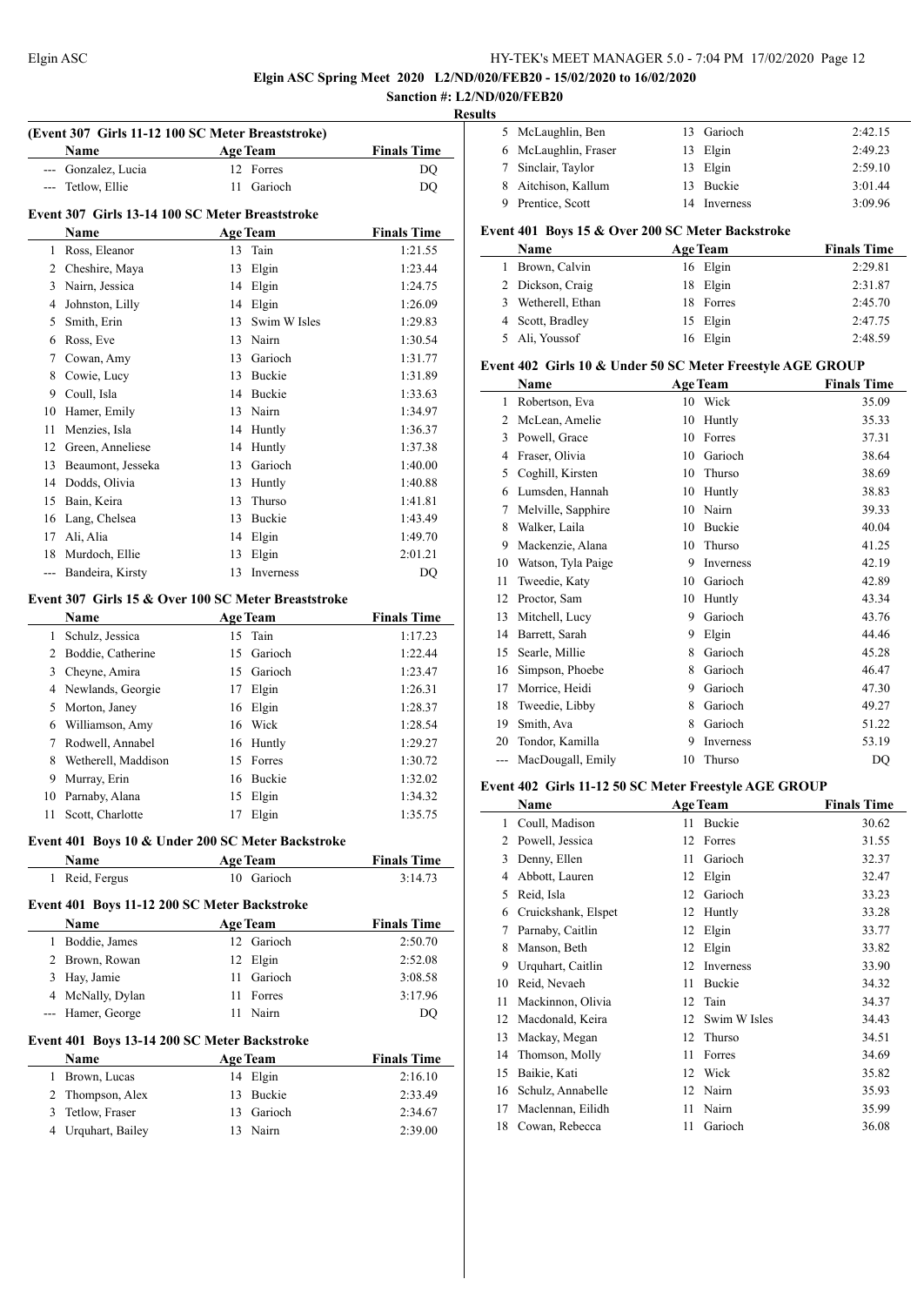## Elgin ASC Spring Meet 2020 L2/ND/020/FEB20 - 15/02/2020 to 16/02/2020

**Sanction #: L2/ND/020/FEB20**

**Results**

### (Event 307 Girls 11-12 100 SC Meter Breaststroke)

| | Name | Age | Team | Finals Time |
|---|---|---|---|---|
| --- | Gonzalez, Lucia | 12 | Forres | DQ |
| --- | Tetlow, Ellie | 11 | Garioch | DQ |

### Event 307 Girls 13-14 100 SC Meter Breaststroke

| | Name | Age | Team | Finals Time |
|---|---|---|---|---|
| 1 | Ross, Eleanor | 13 | Tain | 1:21.55 |
| 2 | Cheshire, Maya | 13 | Elgin | 1:23.44 |
| 3 | Nairn, Jessica | 14 | Elgin | 1:24.75 |
| 4 | Johnston, Lilly | 14 | Elgin | 1:26.09 |
| 5 | Smith, Erin | 13 | Swim W Isles | 1:29.83 |
| 6 | Ross, Eve | 13 | Nairn | 1:30.54 |
| 7 | Cowan, Amy | 13 | Garioch | 1:31.77 |
| 8 | Cowie, Lucy | 13 | Buckie | 1:31.89 |
| 9 | Coull, Isla | 14 | Buckie | 1:33.63 |
| 10 | Hamer, Emily | 13 | Nairn | 1:34.97 |
| 11 | Menzies, Isla | 14 | Huntly | 1:36.37 |
| 12 | Green, Anneliese | 14 | Huntly | 1:37.38 |
| 13 | Beaumont, Jesseka | 13 | Garioch | 1:40.00 |
| 14 | Dodds, Olivia | 13 | Huntly | 1:40.88 |
| 15 | Bain, Keira | 13 | Thurso | 1:41.81 |
| 16 | Lang, Chelsea | 13 | Buckie | 1:43.49 |
| 17 | Ali, Alia | 14 | Elgin | 1:49.70 |
| 18 | Murdoch, Ellie | 13 | Elgin | 2:01.21 |
| --- | Bandeira, Kirsty | 13 | Inverness | DQ |

### Event 307 Girls 15 & Over 100 SC Meter Breaststroke

| | Name | Age | Team | Finals Time |
|---|---|---|---|---|
| 1 | Schulz, Jessica | 15 | Tain | 1:17.23 |
| 2 | Boddie, Catherine | 15 | Garioch | 1:22.44 |
| 3 | Cheyne, Amira | 15 | Garioch | 1:23.47 |
| 4 | Newlands, Georgie | 17 | Elgin | 1:26.31 |
| 5 | Morton, Janey | 16 | Elgin | 1:28.37 |
| 6 | Williamson, Amy | 16 | Wick | 1:28.54 |
| 7 | Rodwell, Annabel | 16 | Huntly | 1:29.27 |
| 8 | Wetherell, Maddison | 15 | Forres | 1:30.72 |
| 9 | Murray, Erin | 16 | Buckie | 1:32.02 |
| 10 | Parnaby, Alana | 15 | Elgin | 1:34.32 |
| 11 | Scott, Charlotte | 17 | Elgin | 1:35.75 |

### Event 401 Boys 10 & Under 200 SC Meter Backstroke

| | Name | Age | Team | Finals Time |
|---|---|---|---|---|
| 1 | Reid, Fergus | 10 | Garioch | 3:14.73 |

### Event 401 Boys 11-12 200 SC Meter Backstroke

| | Name | Age | Team | Finals Time |
|---|---|---|---|---|
| 1 | Boddie, James | 12 | Garioch | 2:50.70 |
| 2 | Brown, Rowan | 12 | Elgin | 2:52.08 |
| 3 | Hay, Jamie | 11 | Garioch | 3:08.58 |
| 4 | McNally, Dylan | 11 | Forres | 3:17.96 |
| --- | Hamer, George | 11 | Nairn | DQ |

### Event 401 Boys 13-14 200 SC Meter Backstroke

| | Name | Age | Team | Finals Time |
|---|---|---|---|---|
| 1 | Brown, Lucas | 14 | Elgin | 2:16.10 |
| 2 | Thompson, Alex | 13 | Buckie | 2:33.49 |
| 3 | Tetlow, Fraser | 13 | Garioch | 2:34.67 |
| 4 | Urquhart, Bailey | 13 | Nairn | 2:39.00 |
| 5 | McLaughlin, Ben | 13 | Garioch | 2:42.15 |
| 6 | McLaughlin, Fraser | 13 | Elgin | 2:49.23 |
| 7 | Sinclair, Taylor | 13 | Elgin | 2:59.10 |
| 8 | Aitchison, Kallum | 13 | Buckie | 3:01.44 |
| 9 | Prentice, Scott | 14 | Inverness | 3:09.96 |

### Event 401 Boys 15 & Over 200 SC Meter Backstroke

| | Name | Age | Team | Finals Time |
|---|---|---|---|---|
| 1 | Brown, Calvin | 16 | Elgin | 2:29.81 |
| 2 | Dickson, Craig | 18 | Elgin | 2:31.87 |
| 3 | Wetherell, Ethan | 18 | Forres | 2:45.70 |
| 4 | Scott, Bradley | 15 | Elgin | 2:47.75 |
| 5 | Ali, Youssof | 16 | Elgin | 2:48.59 |

### Event 402 Girls 10 & Under 50 SC Meter Freestyle AGE GROUP

| | Name | Age | Team | Finals Time |
|---|---|---|---|---|
| 1 | Robertson, Eva | 10 | Wick | 35.09 |
| 2 | McLean, Amelie | 10 | Huntly | 35.33 |
| 3 | Powell, Grace | 10 | Forres | 37.31 |
| 4 | Fraser, Olivia | 10 | Garioch | 38.64 |
| 5 | Coghill, Kirsten | 10 | Thurso | 38.69 |
| 6 | Lumsden, Hannah | 10 | Huntly | 38.83 |
| 7 | Melville, Sapphire | 10 | Nairn | 39.33 |
| 8 | Walker, Laila | 10 | Buckie | 40.04 |
| 9 | Mackenzie, Alana | 10 | Thurso | 41.25 |
| 10 | Watson, Tyla Paige | 9 | Inverness | 42.19 |
| 11 | Tweedie, Katy | 10 | Garioch | 42.89 |
| 12 | Proctor, Sam | 10 | Huntly | 43.34 |
| 13 | Mitchell, Lucy | 9 | Garioch | 43.76 |
| 14 | Barrett, Sarah | 9 | Elgin | 44.46 |
| 15 | Searle, Millie | 8 | Garioch | 45.28 |
| 16 | Simpson, Phoebe | 8 | Garioch | 46.47 |
| 17 | Morrice, Heidi | 9 | Garioch | 47.30 |
| 18 | Tweedie, Libby | 8 | Garioch | 49.27 |
| 19 | Smith, Ava | 8 | Garioch | 51.22 |
| 20 | Tondor, Kamilla | 9 | Inverness | 53.19 |
| --- | MacDougall, Emily | 10 | Thurso | DQ |

### Event 402 Girls 11-12 50 SC Meter Freestyle AGE GROUP

| | Name | Age | Team | Finals Time |
|---|---|---|---|---|
| 1 | Coull, Madison | 11 | Buckie | 30.62 |
| 2 | Powell, Jessica | 12 | Forres | 31.55 |
| 3 | Denny, Ellen | 11 | Garioch | 32.37 |
| 4 | Abbott, Lauren | 12 | Elgin | 32.47 |
| 5 | Reid, Isla | 12 | Garioch | 33.23 |
| 6 | Cruickshank, Elspet | 12 | Huntly | 33.28 |
| 7 | Parnaby, Caitlin | 12 | Elgin | 33.77 |
| 8 | Manson, Beth | 12 | Elgin | 33.82 |
| 9 | Urquhart, Caitlin | 12 | Inverness | 33.90 |
| 10 | Reid, Nevaeh | 11 | Buckie | 34.32 |
| 11 | Mackinnon, Olivia | 12 | Tain | 34.37 |
| 12 | Macdonald, Keira | 12 | Swim W Isles | 34.43 |
| 13 | Mackay, Megan | 12 | Thurso | 34.51 |
| 14 | Thomson, Molly | 11 | Forres | 34.69 |
| 15 | Baikie, Kati | 12 | Wick | 35.82 |
| 16 | Schulz, Annabelle | 12 | Nairn | 35.93 |
| 17 | Maclennan, Eilidh | 11 | Nairn | 35.99 |
| 18 | Cowan, Rebecca | 11 | Garioch | 36.08 |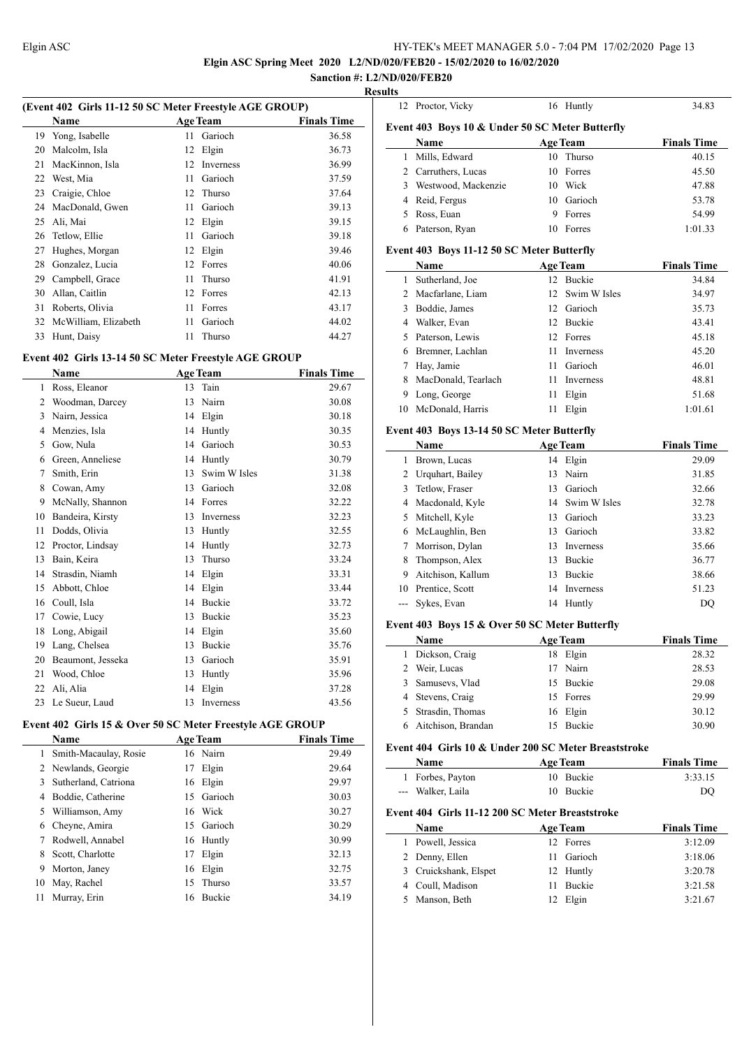**Elgin ASC Spring Meet 2020 L2/ND/020/FEB20 - 15/02/2020 to 16/02/2020**

**Sanction #: L2/ND/020/FEB20**

**Results**

### (Event 402 Girls 11-12 50 SC Meter Freestyle AGE GROUP)

| | Name | Age | Team | Finals Time |
|---|---|---|---|---|
| 19 | Yong, Isabelle | 11 | Garioch | 36.58 |
| 20 | Malcolm, Isla | 12 | Elgin | 36.73 |
| 21 | MacKinnon, Isla | 12 | Inverness | 36.99 |
| 22 | West, Mia | 11 | Garioch | 37.59 |
| 23 | Craigie, Chloe | 12 | Thurso | 37.64 |
| 24 | MacDonald, Gwen | 11 | Garioch | 39.13 |
| 25 | Ali, Mai | 12 | Elgin | 39.15 |
| 26 | Tetlow, Ellie | 11 | Garioch | 39.18 |
| 27 | Hughes, Morgan | 12 | Elgin | 39.46 |
| 28 | Gonzalez, Lucia | 12 | Forres | 40.06 |
| 29 | Campbell, Grace | 11 | Thurso | 41.91 |
| 30 | Allan, Caitlin | 12 | Forres | 42.13 |
| 31 | Roberts, Olivia | 11 | Forres | 43.17 |
| 32 | McWilliam, Elizabeth | 11 | Garioch | 44.02 |
| 33 | Hunt, Daisy | 11 | Thurso | 44.27 |

### Event 402 Girls 13-14 50 SC Meter Freestyle AGE GROUP

| | Name | Age | Team | Finals Time |
|---|---|---|---|---|
| 1 | Ross, Eleanor | 13 | Tain | 29.67 |
| 2 | Woodman, Darcey | 13 | Nairn | 30.08 |
| 3 | Nairn, Jessica | 14 | Elgin | 30.18 |
| 4 | Menzies, Isla | 14 | Huntly | 30.35 |
| 5 | Gow, Nula | 14 | Garioch | 30.53 |
| 6 | Green, Anneliese | 14 | Huntly | 30.79 |
| 7 | Smith, Erin | 13 | Swim W Isles | 31.38 |
| 8 | Cowan, Amy | 13 | Garioch | 32.08 |
| 9 | McNally, Shannon | 14 | Forres | 32.22 |
| 10 | Bandeira, Kirsty | 13 | Inverness | 32.23 |
| 11 | Dodds, Olivia | 13 | Huntly | 32.55 |
| 12 | Proctor, Lindsay | 14 | Huntly | 32.73 |
| 13 | Bain, Keira | 13 | Thurso | 33.24 |
| 14 | Strasdin, Niamh | 14 | Elgin | 33.31 |
| 15 | Abbott, Chloe | 14 | Elgin | 33.44 |
| 16 | Coull, Isla | 14 | Buckie | 33.72 |
| 17 | Cowie, Lucy | 13 | Buckie | 35.23 |
| 18 | Long, Abigail | 14 | Elgin | 35.60 |
| 19 | Lang, Chelsea | 13 | Buckie | 35.76 |
| 20 | Beaumont, Jesseka | 13 | Garioch | 35.91 |
| 21 | Wood, Chloe | 13 | Huntly | 35.96 |
| 22 | Ali, Alia | 14 | Elgin | 37.28 |
| 23 | Le Sueur, Laud | 13 | Inverness | 43.56 |

### Event 402 Girls 15 & Over 50 SC Meter Freestyle AGE GROUP

| | Name | Age | Team | Finals Time |
|---|---|---|---|---|
| 1 | Smith-Macaulay, Rosie | 16 | Nairn | 29.49 |
| 2 | Newlands, Georgie | 17 | Elgin | 29.64 |
| 3 | Sutherland, Catriona | 16 | Elgin | 29.97 |
| 4 | Boddie, Catherine | 15 | Garioch | 30.03 |
| 5 | Williamson, Amy | 16 | Wick | 30.27 |
| 6 | Cheyne, Amira | 15 | Garioch | 30.29 |
| 7 | Rodwell, Annabel | 16 | Huntly | 30.99 |
| 8 | Scott, Charlotte | 17 | Elgin | 32.13 |
| 9 | Morton, Janey | 16 | Elgin | 32.75 |
| 10 | May, Rachel | 15 | Thurso | 33.57 |
| 11 | Murray, Erin | 16 | Buckie | 34.19 |
| 12 | Proctor, Vicky | 16 | Huntly | 34.83 |

### Event 403 Boys 10 & Under 50 SC Meter Butterfly

| | Name | Age | Team | Finals Time |
|---|---|---|---|---|
| 1 | Mills, Edward | 10 | Thurso | 40.15 |
| 2 | Carruthers, Lucas | 10 | Forres | 45.50 |
| 3 | Westwood, Mackenzie | 10 | Wick | 47.88 |
| 4 | Reid, Fergus | 10 | Garioch | 53.78 |
| 5 | Ross, Euan | 9 | Forres | 54.99 |
| 6 | Paterson, Ryan | 10 | Forres | 1:01.33 |

### Event 403 Boys 11-12 50 SC Meter Butterfly

| | Name | Age | Team | Finals Time |
|---|---|---|---|---|
| 1 | Sutherland, Joe | 12 | Buckie | 34.84 |
| 2 | Macfarlane, Liam | 12 | Swim W Isles | 34.97 |
| 3 | Boddie, James | 12 | Garioch | 35.73 |
| 4 | Walker, Evan | 12 | Buckie | 43.41 |
| 5 | Paterson, Lewis | 12 | Forres | 45.18 |
| 6 | Bremner, Lachlan | 11 | Inverness | 45.20 |
| 7 | Hay, Jamie | 11 | Garioch | 46.01 |
| 8 | MacDonald, Tearlach | 11 | Inverness | 48.81 |
| 9 | Long, George | 11 | Elgin | 51.68 |
| 10 | McDonald, Harris | 11 | Elgin | 1:01.61 |

### Event 403 Boys 13-14 50 SC Meter Butterfly

| | Name | Age | Team | Finals Time |
|---|---|---|---|---|
| 1 | Brown, Lucas | 14 | Elgin | 29.09 |
| 2 | Urquhart, Bailey | 13 | Nairn | 31.85 |
| 3 | Tetlow, Fraser | 13 | Garioch | 32.66 |
| 4 | Macdonald, Kyle | 14 | Swim W Isles | 32.78 |
| 5 | Mitchell, Kyle | 13 | Garioch | 33.23 |
| 6 | McLaughlin, Ben | 13 | Garioch | 33.82 |
| 7 | Morrison, Dylan | 13 | Inverness | 35.66 |
| 8 | Thompson, Alex | 13 | Buckie | 36.77 |
| 9 | Aitchison, Kallum | 13 | Buckie | 38.66 |
| 10 | Prentice, Scott | 14 | Inverness | 51.23 |
| --- | Sykes, Evan | 14 | Huntly | DQ |

### Event 403 Boys 15 & Over 50 SC Meter Butterfly

| | Name | Age | Team | Finals Time |
|---|---|---|---|---|
| 1 | Dickson, Craig | 18 | Elgin | 28.32 |
| 2 | Weir, Lucas | 17 | Nairn | 28.53 |
| 3 | Samusevs, Vlad | 15 | Buckie | 29.08 |
| 4 | Stevens, Craig | 15 | Forres | 29.99 |
| 5 | Strasdin, Thomas | 16 | Elgin | 30.12 |
| 6 | Aitchison, Brandan | 15 | Buckie | 30.90 |

### Event 404 Girls 10 & Under 200 SC Meter Breaststroke

| | Name | Age | Team | Finals Time |
|---|---|---|---|---|
| 1 | Forbes, Payton | 10 | Buckie | 3:33.15 |
| --- | Walker, Laila | 10 | Buckie | DQ |

### Event 404 Girls 11-12 200 SC Meter Breaststroke

| | Name | Age | Team | Finals Time |
|---|---|---|---|---|
| 1 | Powell, Jessica | 12 | Forres | 3:12.09 |
| 2 | Denny, Ellen | 11 | Garioch | 3:18.06 |
| 3 | Cruickshank, Elspet | 12 | Huntly | 3:20.78 |
| 4 | Coull, Madison | 11 | Buckie | 3:21.58 |
| 5 | Manson, Beth | 12 | Elgin | 3:21.67 |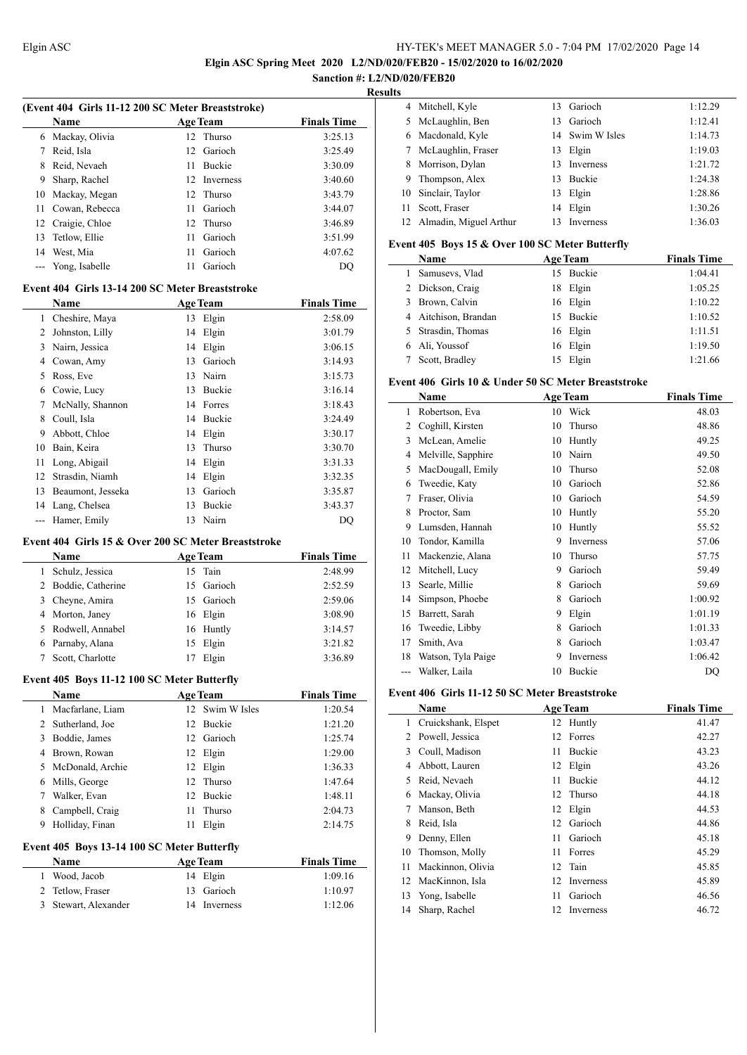**Elgin ASC Spring Meet 2020 L2/ND/020/FEB20 - 15/02/2020 to 16/02/2020**

**Sanction #: L2/ND/020/FEB20**

**Results**

### (Event 404 Girls 11-12 200 SC Meter Breaststroke)

| | Name | Age | Team | Finals Time |
|---|---|---|---|---|
| 6 | Mackay, Olivia | 12 | Thurso | 3:25.13 |
| 7 | Reid, Isla | 12 | Garioch | 3:25.49 |
| 8 | Reid, Nevaeh | 11 | Buckie | 3:30.09 |
| 9 | Sharp, Rachel | 12 | Inverness | 3:40.60 |
| 10 | Mackay, Megan | 12 | Thurso | 3:43.79 |
| 11 | Cowan, Rebecca | 11 | Garioch | 3:44.07 |
| 12 | Craigie, Chloe | 12 | Thurso | 3:46.89 |
| 13 | Tetlow, Ellie | 11 | Garioch | 3:51.99 |
| 14 | West, Mia | 11 | Garioch | 4:07.62 |
| --- | Yong, Isabelle | 11 | Garioch | DQ |

### Event 404 Girls 13-14 200 SC Meter Breaststroke

| | Name | Age | Team | Finals Time |
|---|---|---|---|---|
| 1 | Cheshire, Maya | 13 | Elgin | 2:58.09 |
| 2 | Johnston, Lilly | 14 | Elgin | 3:01.79 |
| 3 | Nairn, Jessica | 14 | Elgin | 3:06.15 |
| 4 | Cowan, Amy | 13 | Garioch | 3:14.93 |
| 5 | Ross, Eve | 13 | Nairn | 3:15.73 |
| 6 | Cowie, Lucy | 13 | Buckie | 3:16.14 |
| 7 | McNally, Shannon | 14 | Forres | 3:18.43 |
| 8 | Coull, Isla | 14 | Buckie | 3:24.49 |
| 9 | Abbott, Chloe | 14 | Elgin | 3:30.17 |
| 10 | Bain, Keira | 13 | Thurso | 3:30.70 |
| 11 | Long, Abigail | 14 | Elgin | 3:31.33 |
| 12 | Strasdin, Niamh | 14 | Elgin | 3:32.35 |
| 13 | Beaumont, Jesseka | 13 | Garioch | 3:35.87 |
| 14 | Lang, Chelsea | 13 | Buckie | 3:43.37 |
| --- | Hamer, Emily | 13 | Nairn | DQ |

### Event 404 Girls 15 & Over 200 SC Meter Breaststroke

| | Name | Age | Team | Finals Time |
|---|---|---|---|---|
| 1 | Schulz, Jessica | 15 | Tain | 2:48.99 |
| 2 | Boddie, Catherine | 15 | Garioch | 2:52.59 |
| 3 | Cheyne, Amira | 15 | Garioch | 2:59.06 |
| 4 | Morton, Janey | 16 | Elgin | 3:08.90 |
| 5 | Rodwell, Annabel | 16 | Huntly | 3:14.57 |
| 6 | Parnaby, Alana | 15 | Elgin | 3:21.82 |
| 7 | Scott, Charlotte | 17 | Elgin | 3:36.89 |

### Event 405 Boys 11-12 100 SC Meter Butterfly

| | Name | Age | Team | Finals Time |
|---|---|---|---|---|
| 1 | Macfarlane, Liam | 12 | Swim W Isles | 1:20.54 |
| 2 | Sutherland, Joe | 12 | Buckie | 1:21.20 |
| 3 | Boddie, James | 12 | Garioch | 1:25.74 |
| 4 | Brown, Rowan | 12 | Elgin | 1:29.00 |
| 5 | McDonald, Archie | 12 | Elgin | 1:36.33 |
| 6 | Mills, George | 12 | Thurso | 1:47.64 |
| 7 | Walker, Evan | 12 | Buckie | 1:48.11 |
| 8 | Campbell, Craig | 11 | Thurso | 2:04.73 |
| 9 | Holliday, Finan | 11 | Elgin | 2:14.75 |

### Event 405 Boys 13-14 100 SC Meter Butterfly

| | Name | Age | Team | Finals Time |
|---|---|---|---|---|
| 1 | Wood, Jacob | 14 | Elgin | 1:09.16 |
| 2 | Tetlow, Fraser | 13 | Garioch | 1:10.97 |
| 3 | Stewart, Alexander | 14 | Inverness | 1:12.06 |
| 4 | Mitchell, Kyle | 13 | Garioch | 1:12.29 |
| 5 | McLaughlin, Ben | 13 | Garioch | 1:12.41 |
| 6 | Macdonald, Kyle | 14 | Swim W Isles | 1:14.73 |
| 7 | McLaughlin, Fraser | 13 | Elgin | 1:19.03 |
| 8 | Morrison, Dylan | 13 | Inverness | 1:21.72 |
| 9 | Thompson, Alex | 13 | Buckie | 1:24.38 |
| 10 | Sinclair, Taylor | 13 | Elgin | 1:28.86 |
| 11 | Scott, Fraser | 14 | Elgin | 1:30.26 |
| 12 | Almadin, Miguel Arthur | 13 | Inverness | 1:36.03 |

### Event 405 Boys 15 & Over 100 SC Meter Butterfly

| | Name | Age | Team | Finals Time |
|---|---|---|---|---|
| 1 | Samusevs, Vlad | 15 | Buckie | 1:04.41 |
| 2 | Dickson, Craig | 18 | Elgin | 1:05.25 |
| 3 | Brown, Calvin | 16 | Elgin | 1:10.22 |
| 4 | Aitchison, Brandan | 15 | Buckie | 1:10.52 |
| 5 | Strasdin, Thomas | 16 | Elgin | 1:11.51 |
| 6 | Ali, Youssof | 16 | Elgin | 1:19.50 |
| 7 | Scott, Bradley | 15 | Elgin | 1:21.66 |

### Event 406 Girls 10 & Under 50 SC Meter Breaststroke

| | Name | Age | Team | Finals Time |
|---|---|---|---|---|
| 1 | Robertson, Eva | 10 | Wick | 48.03 |
| 2 | Coghill, Kirsten | 10 | Thurso | 48.86 |
| 3 | McLean, Amelie | 10 | Huntly | 49.25 |
| 4 | Melville, Sapphire | 10 | Nairn | 49.50 |
| 5 | MacDougall, Emily | 10 | Thurso | 52.08 |
| 6 | Tweedie, Katy | 10 | Garioch | 52.86 |
| 7 | Fraser, Olivia | 10 | Garioch | 54.59 |
| 8 | Proctor, Sam | 10 | Huntly | 55.20 |
| 9 | Lumsden, Hannah | 10 | Huntly | 55.52 |
| 10 | Tondor, Kamilla | 9 | Inverness | 57.06 |
| 11 | Mackenzie, Alana | 10 | Thurso | 57.75 |
| 12 | Mitchell, Lucy | 9 | Garioch | 59.49 |
| 13 | Searle, Millie | 8 | Garioch | 59.69 |
| 14 | Simpson, Phoebe | 8 | Garioch | 1:00.92 |
| 15 | Barrett, Sarah | 9 | Elgin | 1:01.19 |
| 16 | Tweedie, Libby | 8 | Garioch | 1:01.33 |
| 17 | Smith, Ava | 8 | Garioch | 1:03.47 |
| 18 | Watson, Tyla Paige | 9 | Inverness | 1:06.42 |
| --- | Walker, Laila | 10 | Buckie | DQ |

### Event 406 Girls 11-12 50 SC Meter Breaststroke

| | Name | Age | Team | Finals Time |
|---|---|---|---|---|
| 1 | Cruickshank, Elspet | 12 | Huntly | 41.47 |
| 2 | Powell, Jessica | 12 | Forres | 42.27 |
| 3 | Coull, Madison | 11 | Buckie | 43.23 |
| 4 | Abbott, Lauren | 12 | Elgin | 43.26 |
| 5 | Reid, Nevaeh | 11 | Buckie | 44.12 |
| 6 | Mackay, Olivia | 12 | Thurso | 44.18 |
| 7 | Manson, Beth | 12 | Elgin | 44.53 |
| 8 | Reid, Isla | 12 | Garioch | 44.86 |
| 9 | Denny, Ellen | 11 | Garioch | 45.18 |
| 10 | Thomson, Molly | 11 | Forres | 45.29 |
| 11 | Mackinnon, Olivia | 12 | Tain | 45.85 |
| 12 | MacKinnon, Isla | 12 | Inverness | 45.89 |
| 13 | Yong, Isabelle | 11 | Garioch | 46.56 |
| 14 | Sharp, Rachel | 12 | Inverness | 46.72 |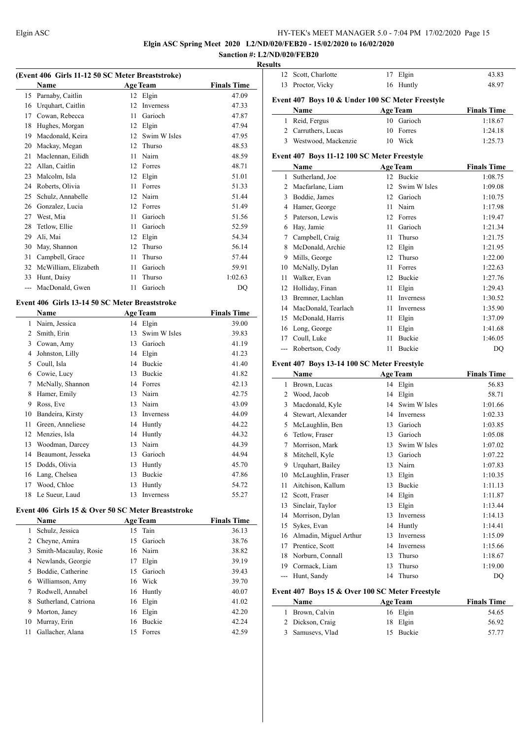**Elgin ASC Spring Meet 2020 L2/ND/020/FEB20 - 15/02/2020 to 16/02/2020**

**Sanction #: L2/ND/020/FEB20**

**Results**

### (Event 406 Girls 11-12 50 SC Meter Breaststroke)

| | Name | Age | Team | Finals Time |
|---|---|---|---|---|
| 15 | Parnaby, Caitlin | 12 | Elgin | 47.09 |
| 16 | Urquhart, Caitlin | 12 | Inverness | 47.33 |
| 17 | Cowan, Rebecca | 11 | Garioch | 47.87 |
| 18 | Hughes, Morgan | 12 | Elgin | 47.94 |
| 19 | Macdonald, Keira | 12 | Swim W Isles | 47.95 |
| 20 | Mackay, Megan | 12 | Thurso | 48.53 |
| 21 | Maclennan, Eilidh | 11 | Nairn | 48.59 |
| 22 | Allan, Caitlin | 12 | Forres | 48.71 |
| 23 | Malcolm, Isla | 12 | Elgin | 51.01 |
| 24 | Roberts, Olivia | 11 | Forres | 51.33 |
| 25 | Schulz, Annabelle | 12 | Nairn | 51.44 |
| 26 | Gonzalez, Lucia | 12 | Forres | 51.49 |
| 27 | West, Mia | 11 | Garioch | 51.56 |
| 28 | Tetlow, Ellie | 11 | Garioch | 52.59 |
| 29 | Ali, Mai | 12 | Elgin | 54.34 |
| 30 | May, Shannon | 12 | Thurso | 56.14 |
| 31 | Campbell, Grace | 11 | Thurso | 57.44 |
| 32 | McWilliam, Elizabeth | 11 | Garioch | 59.91 |
| 33 | Hunt, Daisy | 11 | Thurso | 1:02.63 |
| --- | MacDonald, Gwen | 11 | Garioch | DQ |

### Event 406 Girls 13-14 50 SC Meter Breaststroke

| | Name | Age | Team | Finals Time |
|---|---|---|---|---|
| 1 | Nairn, Jessica | 14 | Elgin | 39.00 |
| 2 | Smith, Erin | 13 | Swim W Isles | 39.83 |
| 3 | Cowan, Amy | 13 | Garioch | 41.19 |
| 4 | Johnston, Lilly | 14 | Elgin | 41.23 |
| 5 | Coull, Isla | 14 | Buckie | 41.40 |
| 6 | Cowie, Lucy | 13 | Buckie | 41.82 |
| 7 | McNally, Shannon | 14 | Forres | 42.13 |
| 8 | Hamer, Emily | 13 | Nairn | 42.75 |
| 9 | Ross, Eve | 13 | Nairn | 43.09 |
| 10 | Bandeira, Kirsty | 13 | Inverness | 44.09 |
| 11 | Green, Anneliese | 14 | Huntly | 44.22 |
| 12 | Menzies, Isla | 14 | Huntly | 44.32 |
| 13 | Woodman, Darcey | 13 | Nairn | 44.39 |
| 14 | Beaumont, Jesseka | 13 | Garioch | 44.94 |
| 15 | Dodds, Olivia | 13 | Huntly | 45.70 |
| 16 | Lang, Chelsea | 13 | Buckie | 47.86 |
| 17 | Wood, Chloe | 13 | Huntly | 54.72 |
| 18 | Le Sueur, Laud | 13 | Inverness | 55.27 |

### Event 406 Girls 15 & Over 50 SC Meter Breaststroke

| | Name | Age | Team | Finals Time |
|---|---|---|---|---|
| 1 | Schulz, Jessica | 15 | Tain | 36.13 |
| 2 | Cheyne, Amira | 15 | Garioch | 38.76 |
| 3 | Smith-Macaulay, Rosie | 16 | Nairn | 38.82 |
| 4 | Newlands, Georgie | 17 | Elgin | 39.19 |
| 5 | Boddie, Catherine | 15 | Garioch | 39.43 |
| 6 | Williamson, Amy | 16 | Wick | 39.70 |
| 7 | Rodwell, Annabel | 16 | Huntly | 40.07 |
| 8 | Sutherland, Catriona | 16 | Elgin | 41.02 |
| 9 | Morton, Janey | 16 | Elgin | 42.20 |
| 10 | Murray, Erin | 16 | Buckie | 42.24 |
| 11 | Gallacher, Alana | 15 | Forres | 42.59 |
| 12 | Scott, Charlotte | 17 | Elgin | 43.83 |
| 13 | Proctor, Vicky | 16 | Huntly | 48.97 |

### Event 407 Boys 10 & Under 100 SC Meter Freestyle

| | Name | Age | Team | Finals Time |
|---|---|---|---|---|
| 1 | Reid, Fergus | 10 | Garioch | 1:18.67 |
| 2 | Carruthers, Lucas | 10 | Forres | 1:24.18 |
| 3 | Westwood, Mackenzie | 10 | Wick | 1:25.73 |

### Event 407 Boys 11-12 100 SC Meter Freestyle

| | Name | Age | Team | Finals Time |
|---|---|---|---|---|
| 1 | Sutherland, Joe | 12 | Buckie | 1:08.75 |
| 2 | Macfarlane, Liam | 12 | Swim W Isles | 1:09.08 |
| 3 | Boddie, James | 12 | Garioch | 1:10.75 |
| 4 | Hamer, George | 11 | Nairn | 1:17.98 |
| 5 | Paterson, Lewis | 12 | Forres | 1:19.47 |
| 6 | Hay, Jamie | 11 | Garioch | 1:21.34 |
| 7 | Campbell, Craig | 11 | Thurso | 1:21.75 |
| 8 | McDonald, Archie | 12 | Elgin | 1:21.95 |
| 9 | Mills, George | 12 | Thurso | 1:22.00 |
| 10 | McNally, Dylan | 11 | Forres | 1:22.63 |
| 11 | Walker, Evan | 12 | Buckie | 1:27.76 |
| 12 | Holliday, Finan | 11 | Elgin | 1:29.43 |
| 13 | Bremner, Lachlan | 11 | Inverness | 1:30.52 |
| 14 | MacDonald, Tearlach | 11 | Inverness | 1:35.90 |
| 15 | McDonald, Harris | 11 | Elgin | 1:37.09 |
| 16 | Long, George | 11 | Elgin | 1:41.68 |
| 17 | Coull, Luke | 11 | Buckie | 1:46.05 |
| --- | Robertson, Cody | 11 | Buckie | DQ |

### Event 407 Boys 13-14 100 SC Meter Freestyle

| | Name | Age | Team | Finals Time |
|---|---|---|---|---|
| 1 | Brown, Lucas | 14 | Elgin | 56.83 |
| 2 | Wood, Jacob | 14 | Elgin | 58.71 |
| 3 | Macdonald, Kyle | 14 | Swim W Isles | 1:01.66 |
| 4 | Stewart, Alexander | 14 | Inverness | 1:02.33 |
| 5 | McLaughlin, Ben | 13 | Garioch | 1:03.85 |
| 6 | Tetlow, Fraser | 13 | Garioch | 1:05.08 |
| 7 | Morrison, Mark | 13 | Swim W Isles | 1:07.02 |
| 8 | Mitchell, Kyle | 13 | Garioch | 1:07.22 |
| 9 | Urquhart, Bailey | 13 | Nairn | 1:07.83 |
| 10 | McLaughlin, Fraser | 13 | Elgin | 1:10.35 |
| 11 | Aitchison, Kallum | 13 | Buckie | 1:11.13 |
| 12 | Scott, Fraser | 14 | Elgin | 1:11.87 |
| 13 | Sinclair, Taylor | 13 | Elgin | 1:13.44 |
| 14 | Morrison, Dylan | 13 | Inverness | 1:14.13 |
| 15 | Sykes, Evan | 14 | Huntly | 1:14.41 |
| 16 | Almadin, Miguel Arthur | 13 | Inverness | 1:15.09 |
| 17 | Prentice, Scott | 14 | Inverness | 1:15.66 |
| 18 | Norburn, Connall | 13 | Thurso | 1:18.67 |
| 19 | Cormack, Liam | 13 | Thurso | 1:19.00 |
| --- | Hunt, Sandy | 14 | Thurso | DQ |

### Event 407 Boys 15 & Over 100 SC Meter Freestyle

| | Name | Age | Team | Finals Time |
|---|---|---|---|---|
| 1 | Brown, Calvin | 16 | Elgin | 54.65 |
| 2 | Dickson, Craig | 18 | Elgin | 56.92 |
| 3 | Samusevs, Vlad | 15 | Buckie | 57.77 |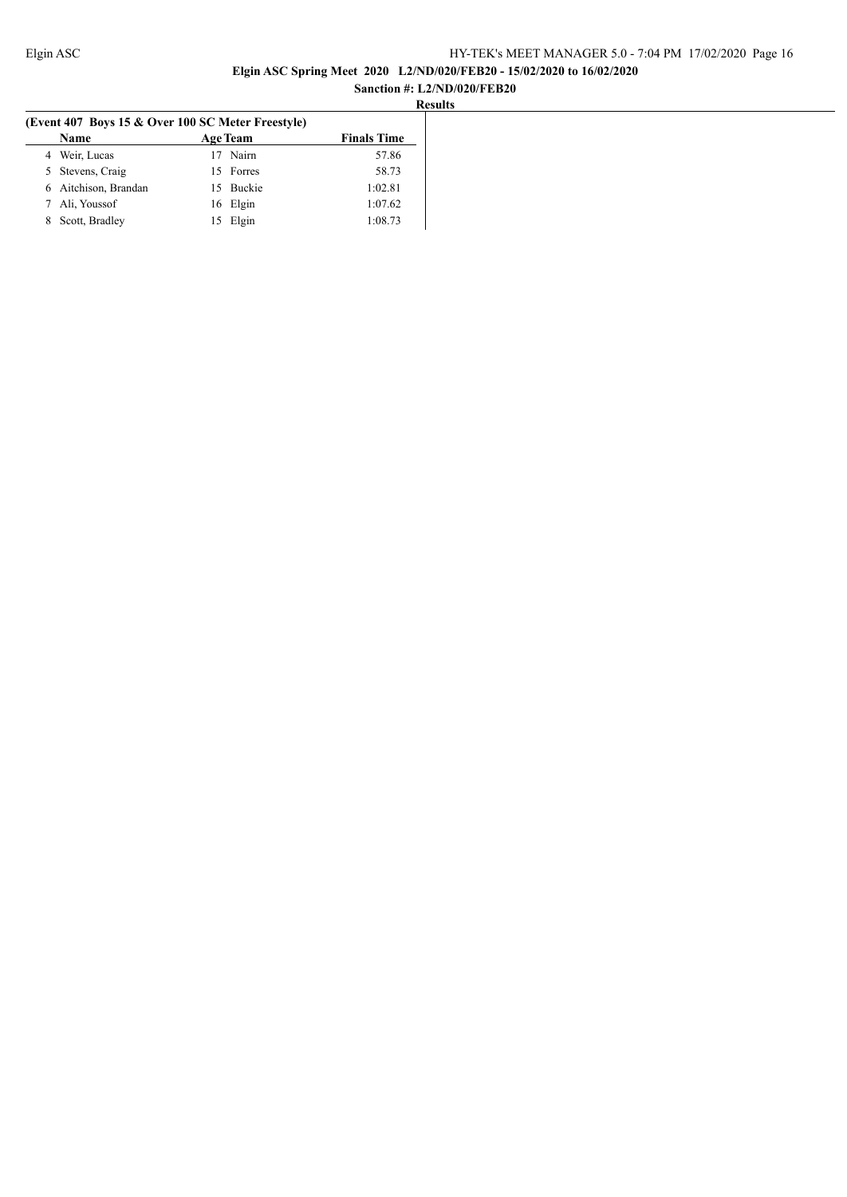**Results**

**(Event 407 Boys 15 & Over 100 SC Meter Freestyle)**

| | Name | Age | Team | Finals Time |
|---|---|---|---|---|
| 4 | Weir, Lucas | 17 | Nairn | 57.86 |
| 5 | Stevens, Craig | 15 | Forres | 58.73 |
| 6 | Aitchison, Brandan | 15 | Buckie | 1:02.81 |
| 7 | Ali, Youssof | 16 | Elgin | 1:07.62 |
| 8 | Scott, Bradley | 15 | Elgin | 1:08.73 |